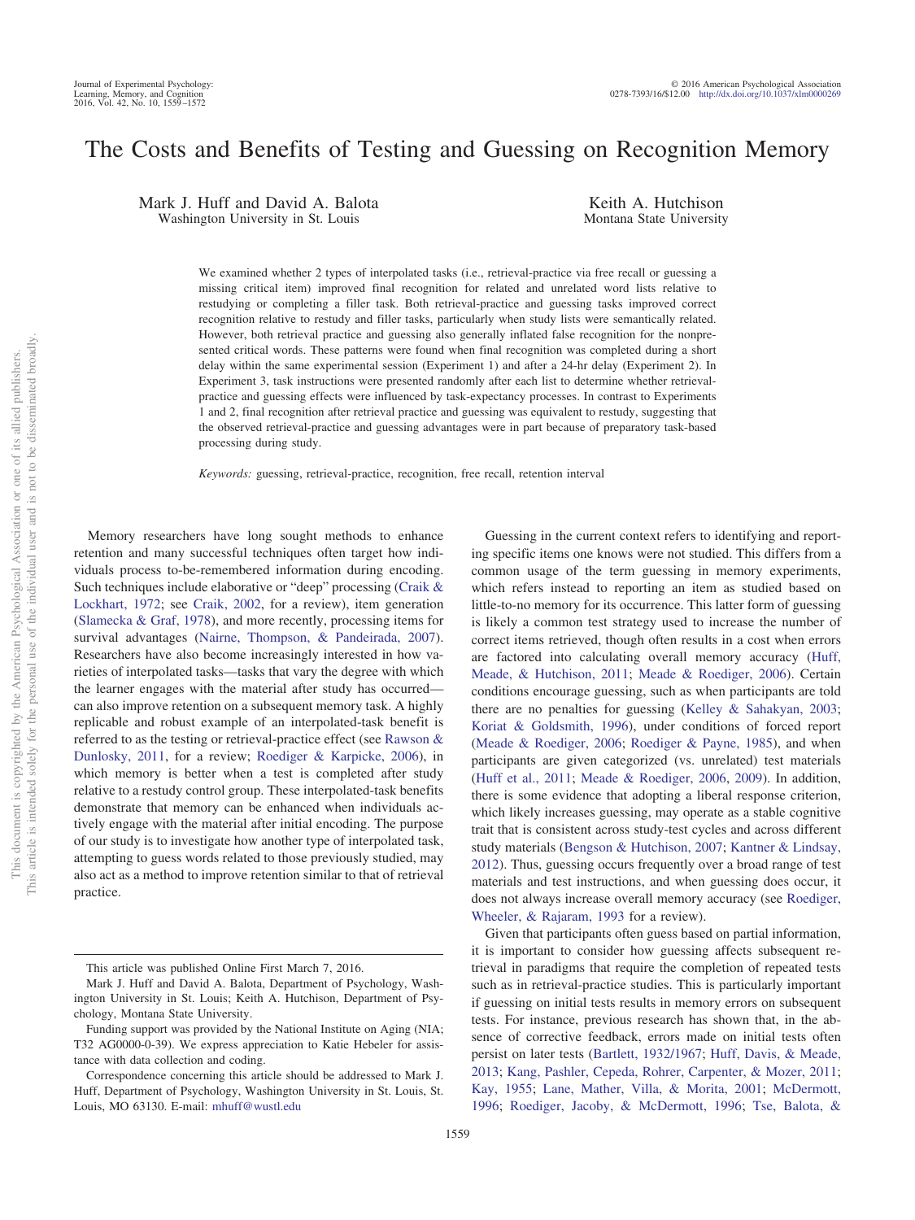# The Costs and Benefits of Testing and Guessing on Recognition Memory

Mark J. Huff and David A. Balota
Washington University in St. Louis

Keith A. Hutchison
Montana State University

We examined whether 2 types of interpolated tasks (i.e., retrieval-practice via free recall or guessing a missing critical item) improved final recognition for related and unrelated word lists relative to restudying or completing a filler task. Both retrieval-practice and guessing tasks improved correct recognition relative to restudy and filler tasks, particularly when study lists were semantically related. However, both retrieval practice and guessing also generally inflated false recognition for the nonpresented critical words. These patterns were found when final recognition was completed during a short delay within the same experimental session (Experiment 1) and after a 24-hr delay (Experiment 2). In Experiment 3, task instructions were presented randomly after each list to determine whether retrieval-practice and guessing effects were influenced by task-expectancy processes. In contrast to Experiments 1 and 2, final recognition after retrieval practice and guessing was equivalent to restudy, suggesting that the observed retrieval-practice and guessing advantages were in part because of preparatory task-based processing during study.

*Keywords:* guessing, retrieval-practice, recognition, free recall, retention interval

Memory researchers have long sought methods to enhance retention and many successful techniques often target how individuals process to-be-remembered information during encoding. Such techniques include elaborative or "deep" processing (Craik & Lockhart, 1972; see Craik, 2002, for a review), item generation (Slamecka & Graf, 1978), and more recently, processing items for survival advantages (Nairne, Thompson, & Pandeirada, 2007). Researchers have also become increasingly interested in how varieties of interpolated tasks—tasks that vary the degree with which the learner engages with the material after study has occurred—can also improve retention on a subsequent memory task. A highly replicable and robust example of an interpolated-task benefit is referred to as the testing or retrieval-practice effect (see Rawson & Dunlosky, 2011, for a review; Roediger & Karpicke, 2006), in which memory is better when a test is completed after study relative to a restudy control group. These interpolated-task benefits demonstrate that memory can be enhanced when individuals actively engage with the material after initial encoding. The purpose of our study is to investigate how another type of interpolated task, attempting to guess words related to those previously studied, may also act as a method to improve retention similar to that of retrieval practice.

Guessing in the current context refers to identifying and reporting specific items one knows were not studied. This differs from a common usage of the term guessing in memory experiments, which refers instead to reporting an item as studied based on little-to-no memory for its occurrence. This latter form of guessing is likely a common test strategy used to increase the number of correct items retrieved, though often results in a cost when errors are factored into calculating overall memory accuracy (Huff, Meade, & Hutchison, 2011; Meade & Roediger, 2006). Certain conditions encourage guessing, such as when participants are told there are no penalties for guessing (Kelley & Sahakyan, 2003; Koriat & Goldsmith, 1996), under conditions of forced report (Meade & Roediger, 2006; Roediger & Payne, 1985), and when participants are given categorized (vs. unrelated) test materials (Huff et al., 2011; Meade & Roediger, 2006, 2009). In addition, there is some evidence that adopting a liberal response criterion, which likely increases guessing, may operate as a stable cognitive trait that is consistent across study-test cycles and across different study materials (Bengson & Hutchison, 2007; Kantner & Lindsay, 2012). Thus, guessing occurs frequently over a broad range of test materials and test instructions, and when guessing does occur, it does not always increase overall memory accuracy (see Roediger, Wheeler, & Rajaram, 1993 for a review).

Given that participants often guess based on partial information, it is important to consider how guessing affects subsequent retrieval in paradigms that require the completion of repeated tests such as in retrieval-practice studies. This is particularly important if guessing on initial tests results in memory errors on subsequent tests. For instance, previous research has shown that, in the absence of corrective feedback, errors made on initial tests often persist on later tests (Bartlett, 1932/1967; Huff, Davis, & Meade, 2013; Kang, Pashler, Cepeda, Rohrer, Carpenter, & Mozer, 2011; Kay, 1955; Lane, Mather, Villa, & Morita, 2001; McDermott, 1996; Roediger, Jacoby, & McDermott, 1996; Tse, Balota, &

---

This article was published Online First March 7, 2016.

Mark J. Huff and David A. Balota, Department of Psychology, Washington University in St. Louis; Keith A. Hutchison, Department of Psychology, Montana State University.

Funding support was provided by the National Institute on Aging (NIA; T32 AG0000-0-39). We express appreciation to Katie Hebeler for assistance with data collection and coding.

Correspondence concerning this article should be addressed to Mark J. Huff, Department of Psychology, Washington University in St. Louis, St. Louis, MO 63130. E-mail: mhuff@wustl.edu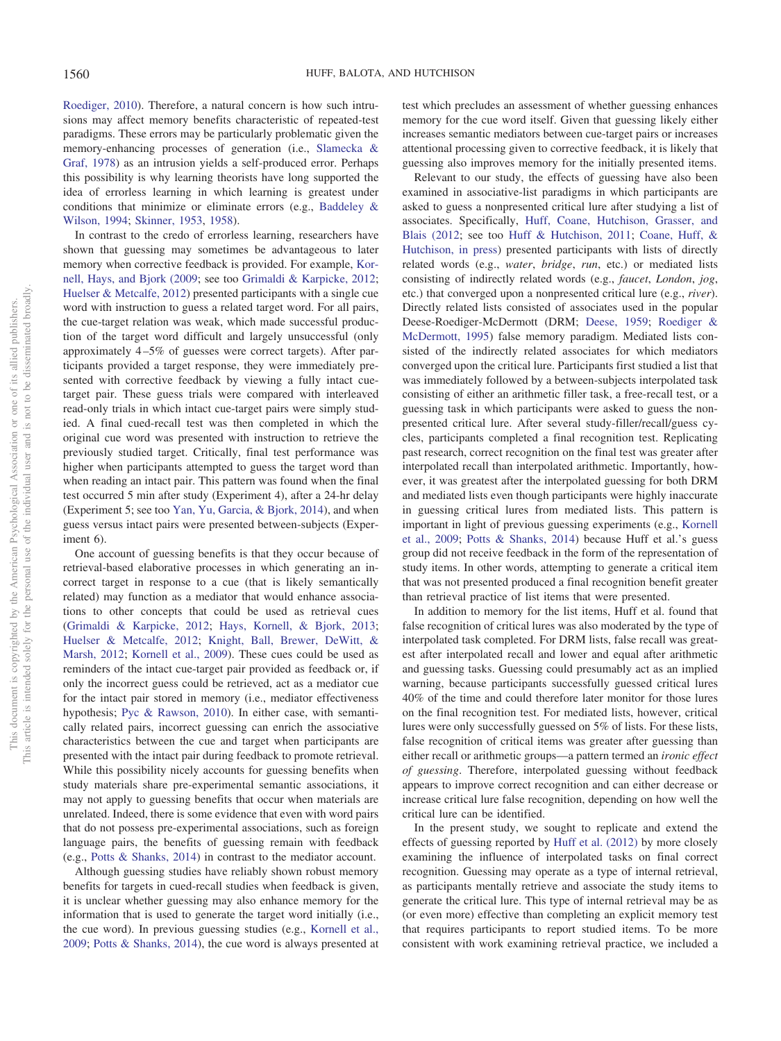Roediger, 2010). Therefore, a natural concern is how such intrusions may affect memory benefits characteristic of repeated-test paradigms. These errors may be particularly problematic given the memory-enhancing processes of generation (i.e., Slamecka & Graf, 1978) as an intrusion yields a self-produced error. Perhaps this possibility is why learning theorists have long supported the idea of errorless learning in which learning is greatest under conditions that minimize or eliminate errors (e.g., Baddeley & Wilson, 1994; Skinner, 1953, 1958).

In contrast to the credo of errorless learning, researchers have shown that guessing may sometimes be advantageous to later memory when corrective feedback is provided. For example, Kornell, Hays, and Bjork (2009; see too Grimaldi & Karpicke, 2012; Huelser & Metcalfe, 2012) presented participants with a single cue word with instruction to guess a related target word. For all pairs, the cue-target relation was weak, which made successful production of the target word difficult and largely unsuccessful (only approximately 4–5% of guesses were correct targets). After participants provided a target response, they were immediately presented with corrective feedback by viewing a fully intact cue-target pair. These guess trials were compared with interleaved read-only trials in which intact cue-target pairs were simply studied. A final cued-recall test was then completed in which the original cue word was presented with instruction to retrieve the previously studied target. Critically, final test performance was higher when participants attempted to guess the target word than when reading an intact pair. This pattern was found when the final test occurred 5 min after study (Experiment 4), after a 24-hr delay (Experiment 5; see too Yan, Yu, Garcia, & Bjork, 2014), and when guess versus intact pairs were presented between-subjects (Experiment 6).

One account of guessing benefits is that they occur because of retrieval-based elaborative processes in which generating an incorrect target in response to a cue (that is likely semantically related) may function as a mediator that would enhance associations to other concepts that could be used as retrieval cues (Grimaldi & Karpicke, 2012; Hays, Kornell, & Bjork, 2013; Huelser & Metcalfe, 2012; Knight, Ball, Brewer, DeWitt, & Marsh, 2012; Kornell et al., 2009). These cues could be used as reminders of the intact cue-target pair provided as feedback or, if only the incorrect guess could be retrieved, act as a mediator cue for the intact pair stored in memory (i.e., mediator effectiveness hypothesis; Pyc & Rawson, 2010). In either case, with semantically related pairs, incorrect guessing can enrich the associative characteristics between the cue and target when participants are presented with the intact pair during feedback to promote retrieval. While this possibility nicely accounts for guessing benefits when study materials share pre-experimental semantic associations, it may not apply to guessing benefits that occur when materials are unrelated. Indeed, there is some evidence that even with word pairs that do not possess pre-experimental associations, such as foreign language pairs, the benefits of guessing remain with feedback (e.g., Potts & Shanks, 2014) in contrast to the mediator account.

Although guessing studies have reliably shown robust memory benefits for targets in cued-recall studies when feedback is given, it is unclear whether guessing may also enhance memory for the information that is used to generate the target word initially (i.e., the cue word). In previous guessing studies (e.g., Kornell et al., 2009; Potts & Shanks, 2014), the cue word is always presented at test which precludes an assessment of whether guessing enhances memory for the cue word itself. Given that guessing likely either increases semantic mediators between cue-target pairs or increases attentional processing given to corrective feedback, it is likely that guessing also improves memory for the initially presented items.

Relevant to our study, the effects of guessing have also been examined in associative-list paradigms in which participants are asked to guess a nonpresented critical lure after studying a list of associates. Specifically, Huff, Coane, Hutchison, Grasser, and Blais (2012; see too Huff & Hutchison, 2011; Coane, Huff, & Hutchison, in press) presented participants with lists of directly related words (e.g., *water*, *bridge*, *run*, etc.) or mediated lists consisting of indirectly related words (e.g., *faucet*, *London*, *jog*, etc.) that converged upon a nonpresented critical lure (e.g., *river*). Directly related lists consisted of associates used in the popular Deese-Roediger-McDermott (DRM; Deese, 1959; Roediger & McDermott, 1995) false memory paradigm. Mediated lists consisted of the indirectly related associates for which mediators converged upon the critical lure. Participants first studied a list that was immediately followed by a between-subjects interpolated task consisting of either an arithmetic filler task, a free-recall test, or a guessing task in which participants were asked to guess the nonpresented critical lure. After several study-filler/recall/guess cycles, participants completed a final recognition test. Replicating past research, correct recognition on the final test was greater after interpolated recall than interpolated arithmetic. Importantly, however, it was greatest after the interpolated guessing for both DRM and mediated lists even though participants were highly inaccurate in guessing critical lures from mediated lists. This pattern is important in light of previous guessing experiments (e.g., Kornell et al., 2009; Potts & Shanks, 2014) because Huff et al.'s guess group did not receive feedback in the form of the representation of study items. In other words, attempting to generate a critical item that was not presented produced a final recognition benefit greater than retrieval practice of list items that were presented.

In addition to memory for the list items, Huff et al. found that false recognition of critical lures was also moderated by the type of interpolated task completed. For DRM lists, false recall was greatest after interpolated recall and lower and equal after arithmetic and guessing tasks. Guessing could presumably act as an implied warning, because participants successfully guessed critical lures 40% of the time and could therefore later monitor for those lures on the final recognition test. For mediated lists, however, critical lures were only successfully guessed on 5% of lists. For these lists, false recognition of critical items was greater after guessing than either recall or arithmetic groups—a pattern termed an *ironic effect of guessing*. Therefore, interpolated guessing without feedback appears to improve correct recognition and can either decrease or increase critical lure false recognition, depending on how well the critical lure can be identified.

In the present study, we sought to replicate and extend the effects of guessing reported by Huff et al. (2012) by more closely examining the influence of interpolated tasks on final correct recognition. Guessing may operate as a type of internal retrieval, as participants mentally retrieve and associate the study items to generate the critical lure. This type of internal retrieval may be as (or even more) effective than completing an explicit memory test that requires participants to report studied items. To be more consistent with work examining retrieval practice, we included a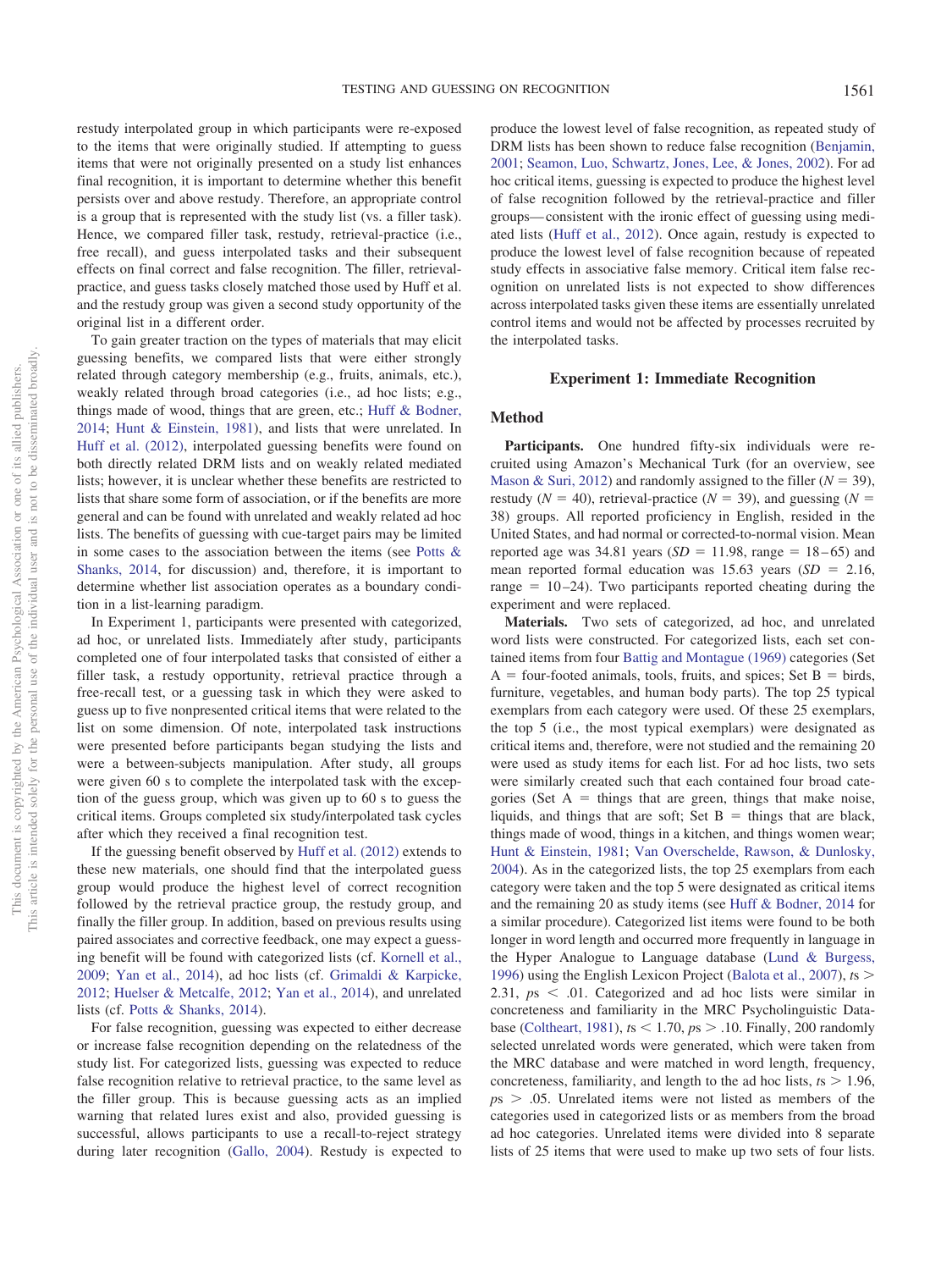restudy interpolated group in which participants were re-exposed to the items that were originally studied. If attempting to guess items that were not originally presented on a study list enhances final recognition, it is important to determine whether this benefit persists over and above restudy. Therefore, an appropriate control is a group that is represented with the study list (vs. a filler task). Hence, we compared filler task, restudy, retrieval-practice (i.e., free recall), and guess interpolated tasks and their subsequent effects on final correct and false recognition. The filler, retrieval-practice, and guess tasks closely matched those used by Huff et al. and the restudy group was given a second study opportunity of the original list in a different order.

To gain greater traction on the types of materials that may elicit guessing benefits, we compared lists that were either strongly related through category membership (e.g., fruits, animals, etc.), weakly related through broad categories (i.e., ad hoc lists; e.g., things made of wood, things that are green, etc.; Huff & Bodner, 2014; Hunt & Einstein, 1981), and lists that were unrelated. In Huff et al. (2012), interpolated guessing benefits were found on both directly related DRM lists and on weakly related mediated lists; however, it is unclear whether these benefits are restricted to lists that share some form of association, or if the benefits are more general and can be found with unrelated and weakly related ad hoc lists. The benefits of guessing with cue-target pairs may be limited in some cases to the association between the items (see Potts & Shanks, 2014, for discussion) and, therefore, it is important to determine whether list association operates as a boundary condition in a list-learning paradigm.

In Experiment 1, participants were presented with categorized, ad hoc, or unrelated lists. Immediately after study, participants completed one of four interpolated tasks that consisted of either a filler task, a restudy opportunity, retrieval practice through a free-recall test, or a guessing task in which they were asked to guess up to five nonpresented critical items that were related to the list on some dimension. Of note, interpolated task instructions were presented before participants began studying the lists and were a between-subjects manipulation. After study, all groups were given 60 s to complete the interpolated task with the exception of the guess group, which was given up to 60 s to guess the critical items. Groups completed six study/interpolated task cycles after which they received a final recognition test.

If the guessing benefit observed by Huff et al. (2012) extends to these new materials, one should find that the interpolated guess group would produce the highest level of correct recognition followed by the retrieval practice group, the restudy group, and finally the filler group. In addition, based on previous results using paired associates and corrective feedback, one may expect a guessing benefit will be found with categorized lists (cf. Kornell et al., 2009; Yan et al., 2014), ad hoc lists (cf. Grimaldi & Karpicke, 2012; Huelser & Metcalfe, 2012; Yan et al., 2014), and unrelated lists (cf. Potts & Shanks, 2014).

For false recognition, guessing was expected to either decrease or increase false recognition depending on the relatedness of the study list. For categorized lists, guessing was expected to reduce false recognition relative to retrieval practice, to the same level as the filler group. This is because guessing acts as an implied warning that related lures exist and also, provided guessing is successful, allows participants to use a recall-to-reject strategy during later recognition (Gallo, 2004). Restudy is expected to produce the lowest level of false recognition, as repeated study of DRM lists has been shown to reduce false recognition (Benjamin, 2001; Seamon, Luo, Schwartz, Jones, Lee, & Jones, 2002). For ad hoc critical items, guessing is expected to produce the highest level of false recognition followed by the retrieval-practice and filler groups—consistent with the ironic effect of guessing using mediated lists (Huff et al., 2012). Once again, restudy is expected to produce the lowest level of false recognition because of repeated study effects in associative false memory. Critical item false recognition on unrelated lists is not expected to show differences across interpolated tasks given these items are essentially unrelated control items and would not be affected by processes recruited by the interpolated tasks.

## Experiment 1: Immediate Recognition

### Method

**Participants.** One hundred fifty-six individuals were recruited using Amazon's Mechanical Turk (for an overview, see Mason & Suri, 2012) and randomly assigned to the filler ($N = 39$), restudy ($N = 40$), retrieval-practice ($N = 39$), and guessing ($N = 38$) groups. All reported proficiency in English, resided in the United States, and had normal or corrected-to-normal vision. Mean reported age was 34.81 years ($SD = 11.98$, range = 18–65) and mean reported formal education was 15.63 years ($SD = 2.16$, range = 10–24). Two participants reported cheating during the experiment and were replaced.

**Materials.** Two sets of categorized, ad hoc, and unrelated word lists were constructed. For categorized lists, each set contained items from four Battig and Montague (1969) categories (Set A = four-footed animals, tools, fruits, and spices; Set B = birds, furniture, vegetables, and human body parts). The top 25 typical exemplars from each category were used. Of these 25 exemplars, the top 5 (i.e., the most typical exemplars) were designated as critical items and, therefore, were not studied and the remaining 20 were used as study items for each list. For ad hoc lists, two sets were similarly created such that each contained four broad categories (Set A = things that are green, things that make noise, liquids, and things that are soft; Set B = things that are black, things made of wood, things in a kitchen, and things women wear; Hunt & Einstein, 1981; Van Overschelde, Rawson, & Dunlosky, 2004). As in the categorized lists, the top 25 exemplars from each category were taken and the top 5 were designated as critical items and the remaining 20 as study items (see Huff & Bodner, 2014 for a similar procedure). Categorized list items were found to be both longer in word length and occurred more frequently in language in the Hyper Analogue to Language database (Lund & Burgess, 1996) using the English Lexicon Project (Balota et al., 2007), $ts > 2.31$, $ps < .01$. Categorized and ad hoc lists were similar in concreteness and familiarity in the MRC Psycholinguistic Database (Coltheart, 1981), $ts < 1.70$, $ps > .10$. Finally, 200 randomly selected unrelated words were generated, which were taken from the MRC database and were matched in word length, frequency, concreteness, familiarity, and length to the ad hoc lists, $ts > 1.96$, $ps > .05$. Unrelated items were not listed as members of the categories used in categorized lists or as members from the broad ad hoc categories. Unrelated items were divided into 8 separate lists of 25 items that were used to make up two sets of four lists.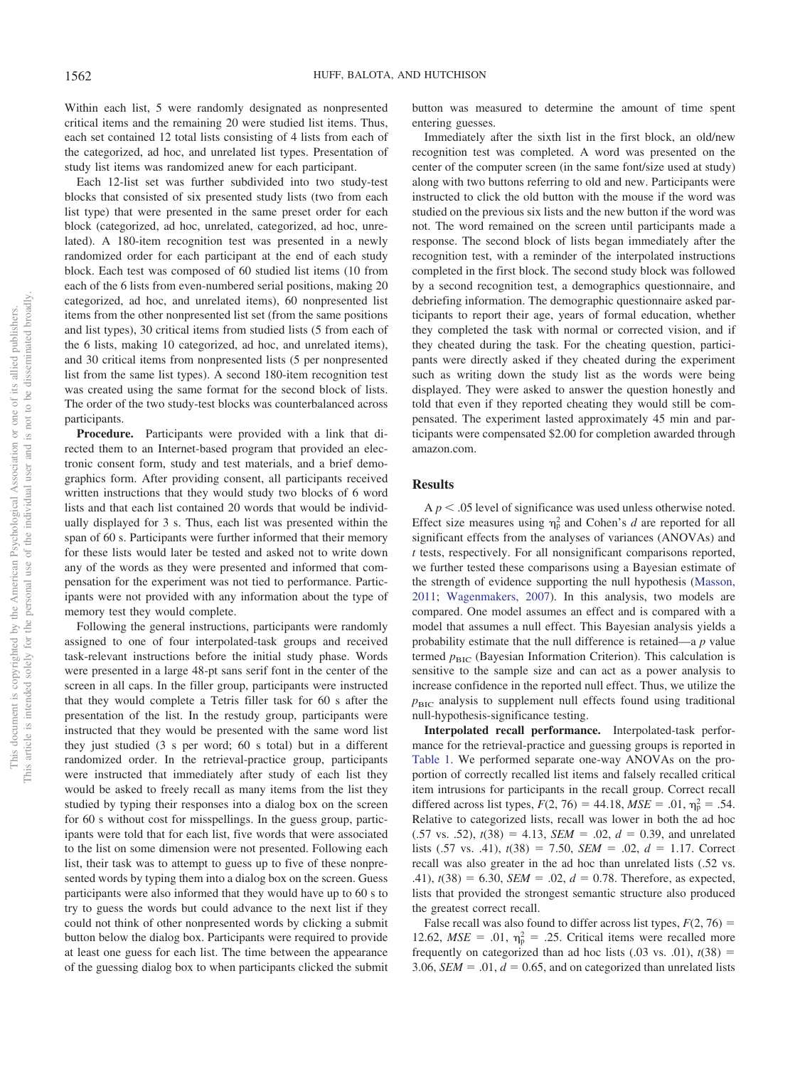Within each list, 5 were randomly designated as nonpresented critical items and the remaining 20 were studied list items. Thus, each set contained 12 total lists consisting of 4 lists from each of the categorized, ad hoc, and unrelated list types. Presentation of study list items was randomized anew for each participant.

Each 12-list set was further subdivided into two study-test blocks that consisted of six presented study lists (two from each list type) that were presented in the same preset order for each block (categorized, ad hoc, unrelated, categorized, ad hoc, unrelated). A 180-item recognition test was presented in a newly randomized order for each participant at the end of each study block. Each test was composed of 60 studied list items (10 from each of the 6 lists from even-numbered serial positions, making 20 categorized, ad hoc, and unrelated items), 60 nonpresented list items from the other nonpresented list set (from the same positions and list types), 30 critical items from studied lists (5 from each of the 6 lists, making 10 categorized, ad hoc, and unrelated items), and 30 critical items from nonpresented lists (5 per nonpresented list from the same list types). A second 180-item recognition test was created using the same format for the second block of lists. The order of the two study-test blocks was counterbalanced across participants.

**Procedure.** Participants were provided with a link that directed them to an Internet-based program that provided an electronic consent form, study and test materials, and a brief demographics form. After providing consent, all participants received written instructions that they would study two blocks of 6 word lists and that each list contained 20 words that would be individually displayed for 3 s. Thus, each list was presented within the span of 60 s. Participants were further informed that their memory for these lists would later be tested and asked not to write down any of the words as they were presented and informed that compensation for the experiment was not tied to performance. Participants were not provided with any information about the type of memory test they would complete.

Following the general instructions, participants were randomly assigned to one of four interpolated-task groups and received task-relevant instructions before the initial study phase. Words were presented in a large 48-pt sans serif font in the center of the screen in all caps. In the filler group, participants were instructed that they would complete a Tetris filler task for 60 s after the presentation of the list. In the restudy group, participants were instructed that they would be presented with the same word list they just studied (3 s per word; 60 s total) but in a different randomized order. In the retrieval-practice group, participants were instructed that immediately after study of each list they would be asked to freely recall as many items from the list they studied by typing their responses into a dialog box on the screen for 60 s without cost for misspellings. In the guess group, participants were told that for each list, five words that were associated to the list on some dimension were not presented. Following each list, their task was to attempt to guess up to five of these nonpresented words by typing them into a dialog box on the screen. Guess participants were also informed that they would have up to 60 s to try to guess the words but could advance to the next list if they could not think of other nonpresented words by clicking a submit button below the dialog box. Participants were required to provide at least one guess for each list. The time between the appearance of the guessing dialog box to when participants clicked the submit button was measured to determine the amount of time spent entering guesses.

Immediately after the sixth list in the first block, an old/new recognition test was completed. A word was presented on the center of the computer screen (in the same font/size used at study) along with two buttons referring to old and new. Participants were instructed to click the old button with the mouse if the word was studied on the previous six lists and the new button if the word was not. The word remained on the screen until participants made a response. The second block of lists began immediately after the recognition test, with a reminder of the interpolated instructions completed in the first block. The second study block was followed by a second recognition test, a demographics questionnaire, and debriefing information. The demographic questionnaire asked participants to report their age, years of formal education, whether they completed the task with normal or corrected vision, and if they cheated during the task. For the cheating question, participants were directly asked if they cheated during the experiment such as writing down the study list as the words were being displayed. They were asked to answer the question honestly and told that even if they reported cheating they would still be compensated. The experiment lasted approximately 45 min and participants were compensated \$2.00 for completion awarded through amazon.com.

## Results

A $p < .05$ level of significance was used unless otherwise noted. Effect size measures using $\eta_p^2$ and Cohen's $d$ are reported for all significant effects from the analyses of variances (ANOVAs) and $t$ tests, respectively. For all nonsignificant comparisons reported, we further tested these comparisons using a Bayesian estimate of the strength of evidence supporting the null hypothesis (Masson, 2011; Wagenmakers, 2007). In this analysis, two models are compared. One model assumes an effect and is compared with a model that assumes a null effect. This Bayesian analysis yields a probability estimate that the null difference is retained—a $p$ value termed $p_{BIC}$ (Bayesian Information Criterion). This calculation is sensitive to the sample size and can act as a power analysis to increase confidence in the reported null effect. Thus, we utilize the $p_{BIC}$ analysis to supplement null effects found using traditional null-hypothesis-significance testing.

**Interpolated recall performance.** Interpolated-task performance for the retrieval-practice and guessing groups is reported in Table 1. We performed separate one-way ANOVAs on the proportion of correctly recalled list items and falsely recalled critical item intrusions for participants in the recall group. Correct recall differed across list types, $F(2, 76) = 44.18$, $MSE = .01$, $\eta_p^2 = .54$. Relative to categorized lists, recall was lower in both the ad hoc (.57 vs. .52), $t(38) = 4.13$, $SEM = .02$, $d = 0.39$, and unrelated lists (.57 vs. .41), $t(38) = 7.50$, $SEM = .02$, $d = 1.17$. Correct recall was also greater in the ad hoc than unrelated lists (.52 vs. .41), $t(38) = 6.30$, $SEM = .02$, $d = 0.78$. Therefore, as expected, lists that provided the strongest semantic structure also produced the greatest correct recall.

False recall was also found to differ across list types, $F(2, 76) = 12.62$, $MSE = .01$, $\eta_p^2 = .25$. Critical items were recalled more frequently on categorized than ad hoc lists (.03 vs. .01), $t(38) = 3.06$, $SEM = .01$, $d = 0.65$, and on categorized than unrelated lists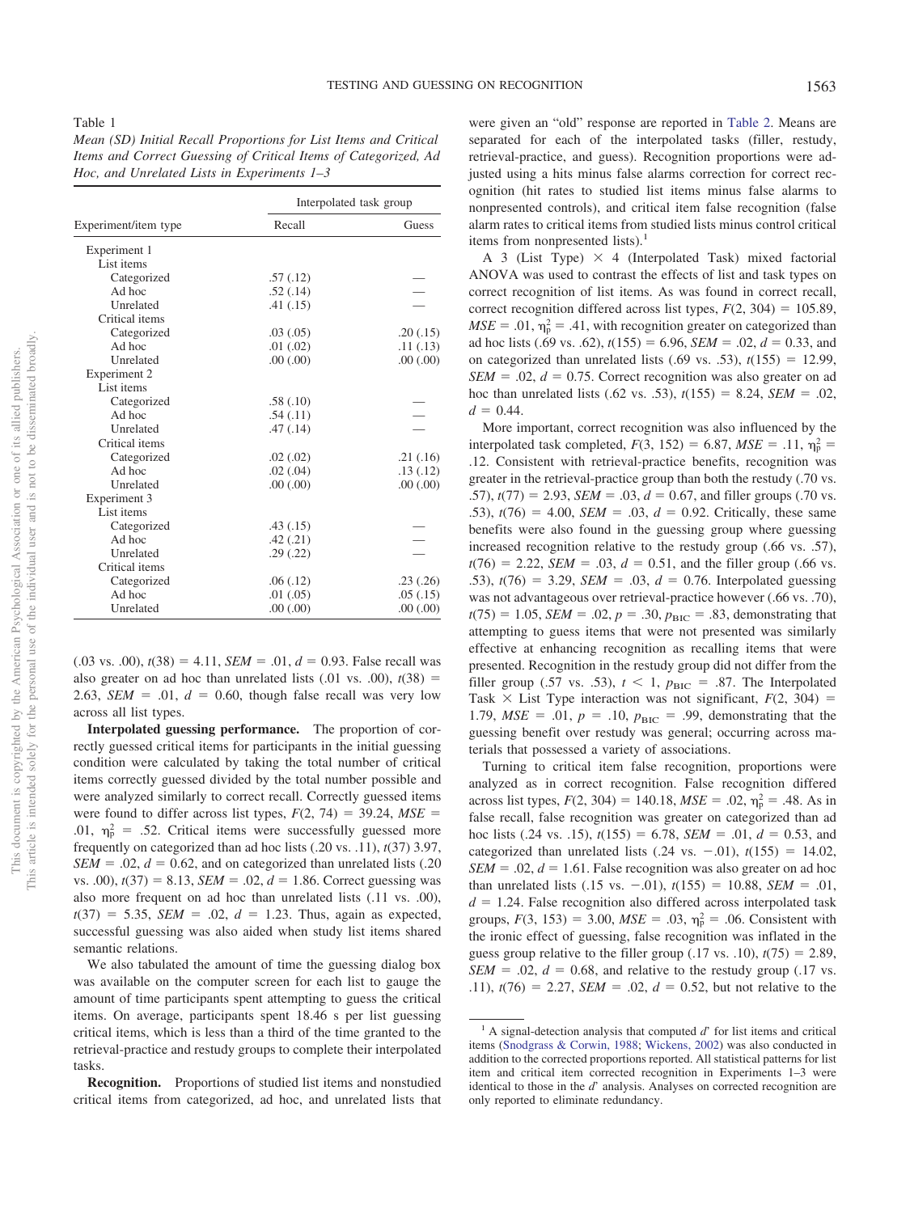Table 1
*Mean (SD) Initial Recall Proportions for List Items and Critical Items and Correct Guessing of Critical Items of Categorized, Ad Hoc, and Unrelated Lists in Experiments 1–3*

| Experiment/item type | Interpolated task group | |
|---|---|---|
| | Recall | Guess |
| Experiment 1 | | |
| List items | | |
| Categorized | .57 (.12) | — |
| Ad hoc | .52 (.14) | — |
| Unrelated | .41 (.15) | — |
| Critical items | | |
| Categorized | .03 (.05) | .20 (.15) |
| Ad hoc | .01 (.02) | .11 (.13) |
| Unrelated | .00 (.00) | .00 (.00) |
| Experiment 2 | | |
| List items | | |
| Categorized | .58 (.10) | — |
| Ad hoc | .54 (.11) | — |
| Unrelated | .47 (.14) | — |
| Critical items | | |
| Categorized | .02 (.02) | .21 (.16) |
| Ad hoc | .02 (.04) | .13 (.12) |
| Unrelated | .00 (.00) | .00 (.00) |
| Experiment 3 | | |
| List items | | |
| Categorized | .43 (.15) | — |
| Ad hoc | .42 (.21) | — |
| Unrelated | .29 (.22) | — |
| Critical items | | |
| Categorized | .06 (.12) | .23 (.26) |
| Ad hoc | .01 (.05) | .05 (.15) |
| Unrelated | .00 (.00) | .00 (.00) |

(.03 vs. .00), $t(38) = 4.11$, $SEM = .01$, $d = 0.93$. False recall was also greater on ad hoc than unrelated lists (.01 vs. .00), $t(38) = 2.63$, $SEM = .01$, $d = 0.60$, though false recall was very low across all list types.

**Interpolated guessing performance.** The proportion of correctly guessed critical items for participants in the initial guessing condition were calculated by taking the total number of critical items correctly guessed divided by the total number possible and were analyzed similarly to correct recall. Correctly guessed items were found to differ across list types, $F(2, 74) = 39.24$, $MSE = .01$, $\eta_p^2 = .52$. Critical items were successfully guessed more frequently on categorized than ad hoc lists (.20 vs. .11), $t(37)$ 3.97, $SEM = .02$, $d = 0.62$, and on categorized than unrelated lists (.20 vs. .00), $t(37) = 8.13$, $SEM = .02$, $d = 1.86$. Correct guessing was also more frequent on ad hoc than unrelated lists (.11 vs. .00), $t(37) = 5.35$, $SEM = .02$, $d = 1.23$. Thus, again as expected, successful guessing was also aided when study list items shared semantic relations.

We also tabulated the amount of time the guessing dialog box was available on the computer screen for each list to gauge the amount of time participants spent attempting to guess the critical items. On average, participants spent 18.46 s per list guessing critical items, which is less than a third of the time granted to the retrieval-practice and restudy groups to complete their interpolated tasks.

**Recognition.** Proportions of studied list items and nonstudied critical items from categorized, ad hoc, and unrelated lists that were given an "old" response are reported in Table 2. Means are separated for each of the interpolated tasks (filler, restudy, retrieval-practice, and guess). Recognition proportions were adjusted using a hits minus false alarms correction for correct recognition (hit rates to studied list items minus false alarms to nonpresented controls), and critical item false recognition (false alarm rates to critical items from studied lists minus control critical items from nonpresented lists).[1]

A 3 (List Type) × 4 (Interpolated Task) mixed factorial ANOVA was used to contrast the effects of list and task types on correct recognition of list items. As was found in correct recall, correct recognition differed across list types, $F(2, 304) = 105.89$, $MSE = .01$, $\eta_p^2 = .41$, with recognition greater on categorized than ad hoc lists (.69 vs. .62), $t(155) = 6.96$, $SEM = .02$, $d = 0.33$, and on categorized than unrelated lists (.69 vs. .53), $t(155) = 12.99$, $SEM = .02$, $d = 0.75$. Correct recognition was also greater on ad hoc than unrelated lists (.62 vs. .53), $t(155) = 8.24$, $SEM = .02$, $d = 0.44$.

More important, correct recognition was also influenced by the interpolated task completed, $F(3, 152) = 6.87$, $MSE = .11$, $\eta_p^2 = .12$. Consistent with retrieval-practice benefits, recognition was greater in the retrieval-practice group than both the restudy (.70 vs. .57), $t(77) = 2.93$, $SEM = .03$, $d = 0.67$, and filler groups (.70 vs. .53), $t(76) = 4.00$, $SEM = .03$, $d = 0.92$. Critically, these same benefits were also found in the guessing group where guessing increased recognition relative to the restudy group (.66 vs. .57), $t(76) = 2.22$, $SEM = .03$, $d = 0.51$, and the filler group (.66 vs. .53), $t(76) = 3.29$, $SEM = .03$, $d = 0.76$. Interpolated guessing was not advantageous over retrieval-practice however (.66 vs. .70), $t(75) = 1.05$, $SEM = .02$, $p = .30$, $p_{BIC} = .83$, demonstrating that attempting to guess items that were not presented was similarly effective at enhancing recognition as recalling items that were presented. Recognition in the restudy group did not differ from the filler group (.57 vs. .53), $t < 1$, $p_{BIC} = .87$. The Interpolated Task × List Type interaction was not significant, $F(2, 304) = 1.79$, $MSE = .01$, $p = .10$, $p_{BIC} = .99$, demonstrating that the guessing benefit over restudy was general; occurring across materials that possessed a variety of associations.

Turning to critical item false recognition, proportions were analyzed as in correct recognition. False recognition differed across list types, $F(2, 304) = 140.18$, $MSE = .02$, $\eta_p^2 = .48$. As in false recall, false recognition was greater on categorized than ad hoc lists (.24 vs. .15), $t(155) = 6.78$, $SEM = .01$, $d = 0.53$, and categorized than unrelated lists (.24 vs. −.01), $t(155) = 14.02$, $SEM = .02$, $d = 1.61$. False recognition was also greater on ad hoc than unrelated lists (.15 vs. −.01), $t(155) = 10.88$, $SEM = .01$, $d = 1.24$. False recognition also differed across interpolated task groups, $F(3, 153) = 3.00$, $MSE = .03$, $\eta_p^2 = .06$. Consistent with the ironic effect of guessing, false recognition was inflated in the guess group relative to the filler group (.17 vs. .10), $t(75) = 2.89$, $SEM = .02$, $d = 0.68$, and relative to the restudy group (.17 vs. .11), $t(76) = 2.27$, $SEM = .02$, $d = 0.52$, but not relative to the

[1] A signal-detection analysis that computed $d'$ for list items and critical items (Snodgrass & Corwin, 1988; Wickens, 2002) was also conducted in addition to the corrected proportions reported. All statistical patterns for list item and critical item corrected recognition in Experiments 1–3 were identical to those in the $d'$ analysis. Analyses on corrected recognition are only reported to eliminate redundancy.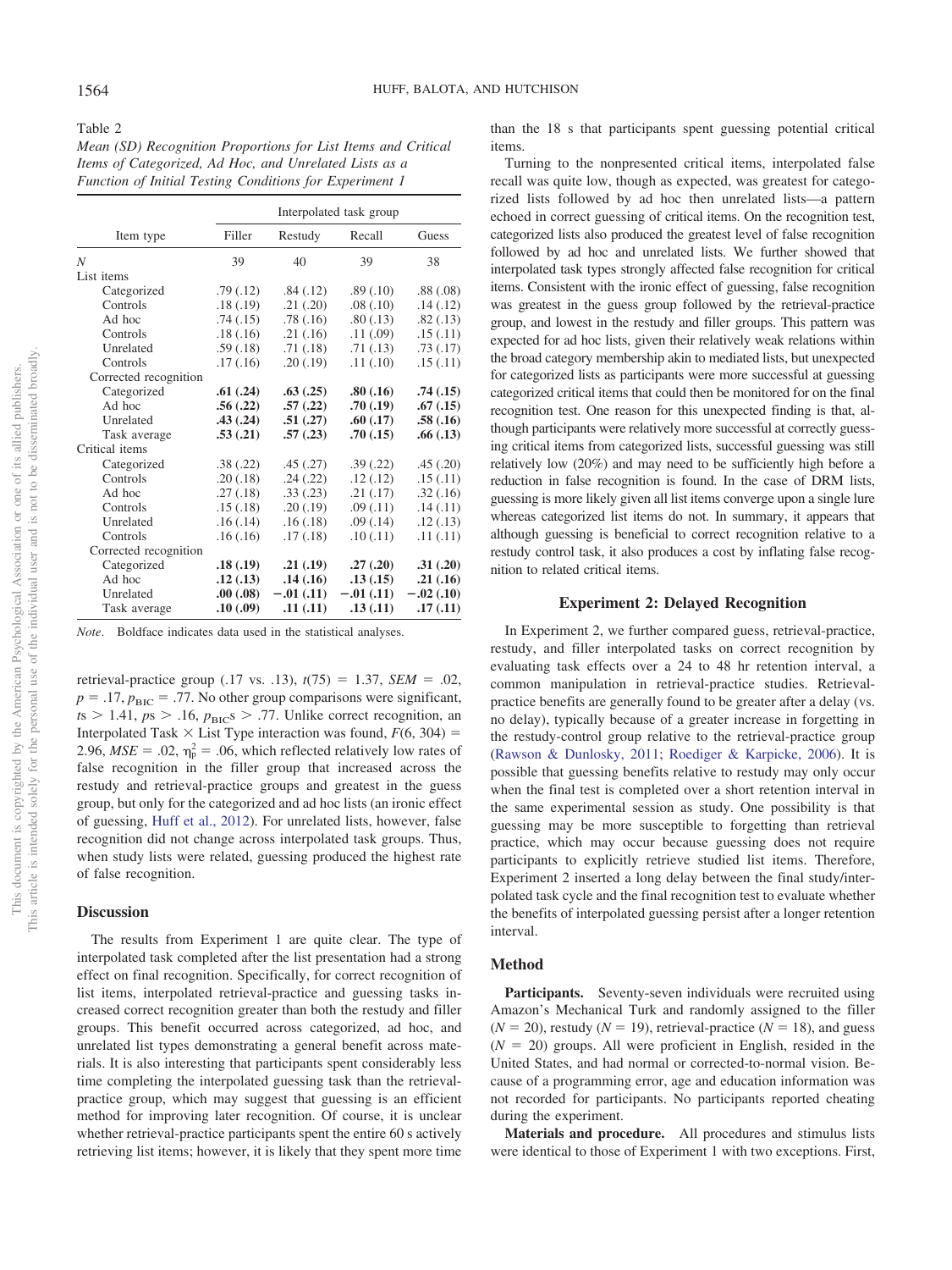Table 2
*Mean (SD) Recognition Proportions for List Items and Critical Items of Categorized, Ad Hoc, and Unrelated Lists as a Function of Initial Testing Conditions for Experiment 1*

| Item type | Interpolated task group | | | |
|---|---|---|---|---|
| | Filler | Restudy | Recall | Guess |
| *N* | 39 | 40 | 39 | 38 |
| List items | | | | |
| Categorized | .79 (.12) | .84 (.12) | .89 (.10) | .88 (.08) |
| Controls | .18 (.19) | .21 (.20) | .08 (.10) | .14 (.12) |
| Ad hoc | .74 (.15) | .78 (.16) | .80 (.13) | .82 (.13) |
| Controls | .18 (.16) | .21 (.16) | .11 (.09) | .15 (.11) |
| Unrelated | .59 (.18) | .71 (.18) | .71 (.13) | .73 (.17) |
| Controls | .17 (.16) | .20 (.19) | .11 (.10) | .15 (.11) |
| Corrected recognition | | | | |
| Categorized | **.61 (.24)** | **.63 (.25)** | **.80 (.16)** | **.74 (.15)** |
| Ad hoc | **.56 (.22)** | **.57 (.22)** | **.70 (.19)** | **.67 (.15)** |
| Unrelated | **.43 (.24)** | **.51 (.27)** | **.60 (.17)** | **.58 (.16)** |
| Task average | **.53 (.21)** | **.57 (.23)** | **.70 (.15)** | **.66 (.13)** |
| Critical items | | | | |
| Categorized | .38 (.22) | .45 (.27) | .39 (.22) | .45 (.20) |
| Controls | .20 (.18) | .24 (.22) | .12 (.12) | .15 (.11) |
| Ad hoc | .27 (.18) | .33 (.23) | .21 (.17) | .32 (.16) |
| Controls | .15 (.18) | .20 (.19) | .09 (.11) | .14 (.11) |
| Unrelated | .16 (.14) | .16 (.18) | .09 (.14) | .12 (.13) |
| Controls | .16 (.16) | .17 (.18) | .10 (.11) | .11 (.11) |
| Corrected recognition | | | | |
| Categorized | **.18 (.19)** | **.21 (.19)** | **.27 (.20)** | **.31 (.20)** |
| Ad hoc | **.12 (.13)** | **.14 (.16)** | **.13 (.15)** | **.21 (.16)** |
| Unrelated | **.00 (.08)** | **−.01 (.11)** | **−.01 (.11)** | **−.02 (.10)** |
| Task average | **.10 (.09)** | **.11 (.11)** | **.13 (.11)** | **.17 (.11)** |

*Note*. Boldface indicates data used in the statistical analyses.

retrieval-practice group (.17 vs. .13), $t(75) = 1.37$, $SEM = .02$, $p = .17$, $p_{BIC} = .77$. No other group comparisons were significant, $ts > 1.41$, $ps > .16$, $p_{BIC}s > .77$. Unlike correct recognition, an Interpolated Task × List Type interaction was found, $F(6, 304) = 2.96$, $MSE = .02$, $\eta_p^2 = .06$, which reflected relatively low rates of false recognition in the filler group that increased across the restudy and retrieval-practice groups and greatest in the guess group, but only for the categorized and ad hoc lists (an ironic effect of guessing, Huff et al., 2012). For unrelated lists, however, false recognition did not change across interpolated task groups. Thus, when study lists were related, guessing produced the highest rate of false recognition.

### Discussion

The results from Experiment 1 are quite clear. The type of interpolated task completed after the list presentation had a strong effect on final recognition. Specifically, for correct recognition of list items, interpolated retrieval-practice and guessing tasks increased correct recognition greater than both the restudy and filler groups. This benefit occurred across categorized, ad hoc, and unrelated list types demonstrating a general benefit across materials. It is also interesting that participants spent considerably less time completing the interpolated guessing task than the retrieval-practice group, which may suggest that guessing is an efficient method for improving later recognition. Of course, it is unclear whether retrieval-practice participants spent the entire 60 s actively retrieving list items; however, it is likely that they spent more time than the 18 s that participants spent guessing potential critical items.

Turning to the nonpresented critical items, interpolated false recall was quite low, though as expected, was greatest for categorized lists followed by ad hoc then unrelated lists—a pattern echoed in correct guessing of critical items. On the recognition test, categorized lists also produced the greatest level of false recognition followed by ad hoc and unrelated lists. We further showed that interpolated task types strongly affected false recognition for critical items. Consistent with the ironic effect of guessing, false recognition was greatest in the guess group followed by the retrieval-practice group, and lowest in the restudy and filler groups. This pattern was expected for ad hoc lists, given their relatively weak relations within the broad category membership akin to mediated lists, but unexpected for categorized lists as participants were more successful at guessing categorized critical items that could then be monitored for on the final recognition test. One reason for this unexpected finding is that, although participants were relatively more successful at correctly guessing critical items from categorized lists, successful guessing was still relatively low (20%) and may need to be sufficiently high before a reduction in false recognition is found. In the case of DRM lists, guessing is more likely given all list items converge upon a single lure whereas categorized list items do not. In summary, it appears that although guessing is beneficial to correct recognition relative to a restudy control task, it also produces a cost by inflating false recognition to related critical items.

## Experiment 2: Delayed Recognition

In Experiment 2, we further compared guess, retrieval-practice, restudy, and filler interpolated tasks on correct recognition by evaluating task effects over a 24 to 48 hr retention interval, a common manipulation in retrieval-practice studies. Retrieval-practice benefits are generally found to be greater after a delay (vs. no delay), typically because of a greater increase in forgetting in the restudy-control group relative to the retrieval-practice group (Rawson & Dunlosky, 2011; Roediger & Karpicke, 2006). It is possible that guessing benefits relative to restudy may only occur when the final test is completed over a short retention interval in the same experimental session as study. One possibility is that guessing may be more susceptible to forgetting than retrieval practice, which may occur because guessing does not require participants to explicitly retrieve studied list items. Therefore, Experiment 2 inserted a long delay between the final study/interpolated task cycle and the final recognition test to evaluate whether the benefits of interpolated guessing persist after a longer retention interval.

### Method

**Participants.** Seventy-seven individuals were recruited using Amazon's Mechanical Turk and randomly assigned to the filler ($N = 20$), restudy ($N = 19$), retrieval-practice ($N = 18$), and guess ($N = 20$) groups. All were proficient in English, resided in the United States, and had normal or corrected-to-normal vision. Because of a programming error, age and education information was not recorded for participants. No participants reported cheating during the experiment.

**Materials and procedure.** All procedures and stimulus lists were identical to those of Experiment 1 with two exceptions. First,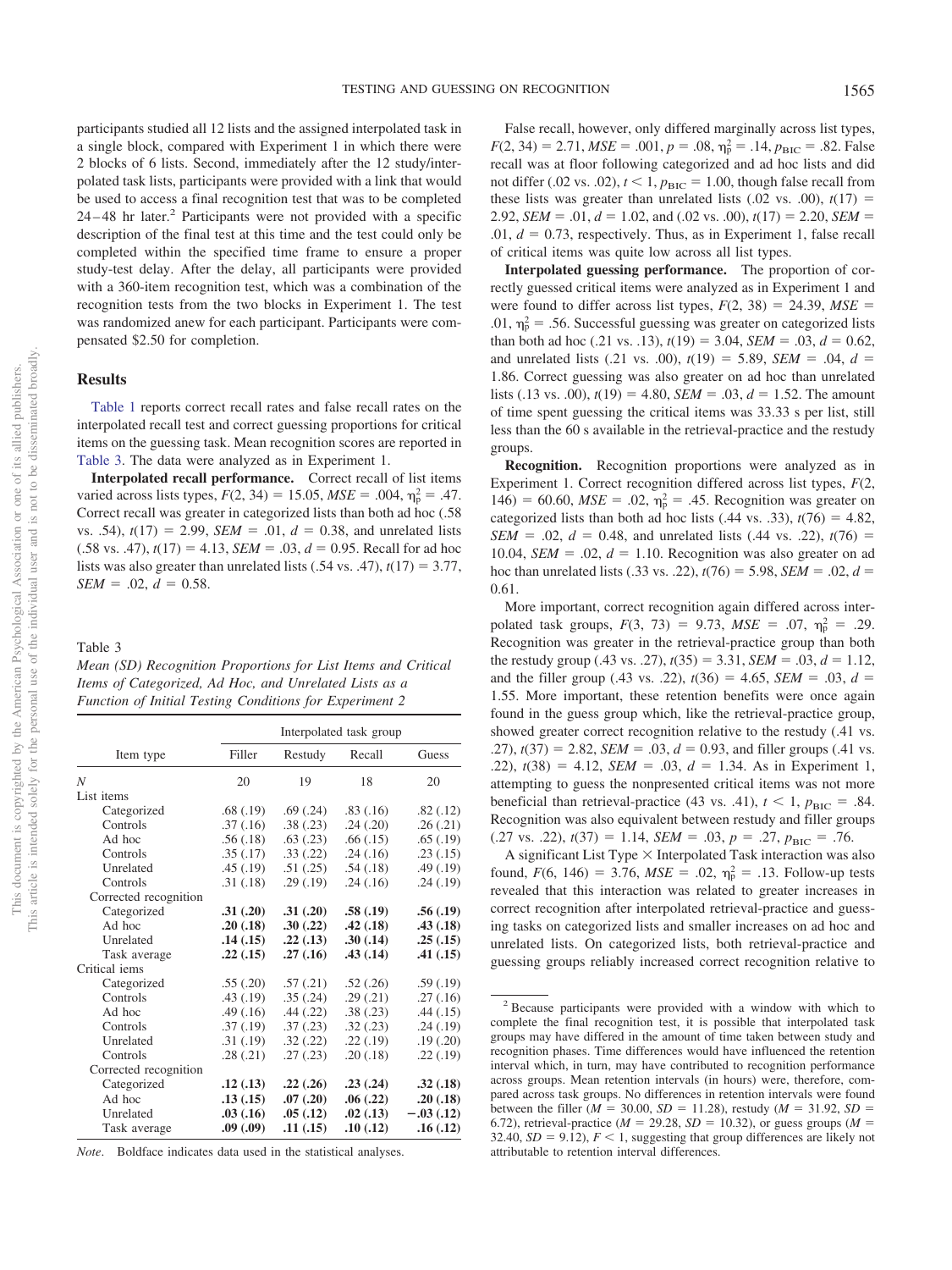participants studied all 12 lists and the assigned interpolated task in a single block, compared with Experiment 1 in which there were 2 blocks of 6 lists. Second, immediately after the 12 study/interpolated task lists, participants were provided with a link that would be used to access a final recognition test that was to be completed 24–48 hr later.[2] Participants were not provided with a specific description of the final test at this time and the test could only be completed within the specified time frame to ensure a proper study-test delay. After the delay, all participants were provided with a 360-item recognition test, which was a combination of the recognition tests from the two blocks in Experiment 1. The test was randomized anew for each participant. Participants were compensated $2.50 for completion.

## Results

Table 1 reports correct recall rates and false recall rates on the interpolated recall test and correct guessing proportions for critical items on the guessing task. Mean recognition scores are reported in Table 3. The data were analyzed as in Experiment 1.

**Interpolated recall performance.** Correct recall of list items varied across lists types, $F(2, 34) = 15.05$, $MSE = .004$, $\eta_p^2 = .47$. Correct recall was greater in categorized lists than both ad hoc (.58 vs. .54), $t(17) = 2.99$, $SEM = .01$, $d = 0.38$, and unrelated lists (.58 vs. .47), $t(17) = 4.13$, $SEM = .03$, $d = 0.95$. Recall for ad hoc lists was also greater than unrelated lists (.54 vs. .47), $t(17) = 3.77$, $SEM = .02$, $d = 0.58$.

False recall, however, only differed marginally across list types, $F(2, 34) = 2.71$, $MSE = .001$, $p = .08$, $\eta_p^2 = .14$, $p_{BIC} = .82$. False recall was at floor following categorized and ad hoc lists and did not differ (.02 vs. .02), $t < 1$, $p_{BIC} = 1.00$, though false recall from these lists was greater than unrelated lists (.02 vs. .00), $t(17) = 2.92$, $SEM = .01$, $d = 1.02$, and (.02 vs. .00), $t(17) = 2.20$, $SEM = .01$, $d = 0.73$, respectively. Thus, as in Experiment 1, false recall of critical items was quite low across all list types.

**Interpolated guessing performance.** The proportion of correctly guessed critical items were analyzed as in Experiment 1 and were found to differ across list types, $F(2, 38) = 24.39$, $MSE = .01$, $\eta_p^2 = .56$. Successful guessing was greater on categorized lists than both ad hoc (.21 vs. .13), $t(19) = 3.04$, $SEM = .03$, $d = 0.62$, and unrelated lists (.21 vs. .00), $t(19) = 5.89$, $SEM = .04$, $d = 1.86$. Correct guessing was also greater on ad hoc than unrelated lists (.13 vs. .00), $t(19) = 4.80$, $SEM = .03$, $d = 1.52$. The amount of time spent guessing the critical items was 33.33 s per list, still less than the 60 s available in the retrieval-practice and the restudy groups.

**Recognition.** Recognition proportions were analyzed as in Experiment 1. Correct recognition differed across list types, $F(2, 146) = 60.60$, $MSE = .02$, $\eta_p^2 = .45$. Recognition was greater on categorized lists than both ad hoc lists (.44 vs. .33), $t(76) = 4.82$, $SEM = .02$, $d = 0.48$, and unrelated lists (.44 vs. .22), $t(76) = 10.04$, $SEM = .02$, $d = 1.10$. Recognition was also greater on ad hoc than unrelated lists (.33 vs. .22), $t(76) = 5.98$, $SEM = .02$, $d = 0.61$.

More important, correct recognition again differed across interpolated task groups, $F(3, 73) = 9.73$, $MSE = .07$, $\eta_p^2 = .29$. Recognition was greater in the retrieval-practice group than both the restudy group (.43 vs. .27), $t(35) = 3.31$, $SEM = .03$, $d = 1.12$, and the filler group (.43 vs. .22), $t(36) = 4.65$, $SEM = .03$, $d = 1.55$. More important, these retention benefits were once again found in the guess group which, like the retrieval-practice group, showed greater correct recognition relative to the restudy (.41 vs. .27), $t(37) = 2.82$, $SEM = .03$, $d = 0.93$, and filler groups (.41 vs. .22), $t(38) = 4.12$, $SEM = .03$, $d = 1.34$. As in Experiment 1, attempting to guess the nonpresented critical items was not more beneficial than retrieval-practice (43 vs. .41), $t < 1$, $p_{BIC} = .84$. Recognition was also equivalent between restudy and filler groups (.27 vs. .22), $t(37) = 1.14$, $SEM = .03$, $p = .27$, $p_{BIC} = .76$.

A significant List Type × Interpolated Task interaction was also found, $F(6, 146) = 3.76$, $MSE = .02$, $\eta_p^2 = .13$. Follow-up tests revealed that this interaction was related to greater increases in correct recognition after interpolated retrieval-practice and guessing tasks on categorized lists and smaller increases on ad hoc and unrelated lists. On categorized lists, both retrieval-practice and guessing groups reliably increased correct recognition relative to

Table 3

*Mean (SD) Recognition Proportions for List Items and Critical Items of Categorized, Ad Hoc, and Unrelated Lists as a Function of Initial Testing Conditions for Experiment 2*

| Item type | Interpolated task group | | | |
|---|---|---|---|---|
| | Filler | Restudy | Recall | Guess |
| *N* | 20 | 19 | 18 | 20 |
| List items | | | | |
| Categorized | .68 (.19) | .69 (.24) | .83 (.16) | .82 (.12) |
| Controls | .37 (.16) | .38 (.23) | .24 (.20) | .26 (.21) |
| Ad hoc | .56 (.18) | .63 (.23) | .66 (.15) | .65 (.19) |
| Controls | .35 (.17) | .33 (.22) | .24 (.16) | .23 (.15) |
| Unrelated | .45 (.19) | .51 (.25) | .54 (.18) | .49 (.19) |
| Controls | .31 (.18) | .29 (.19) | .24 (.16) | .24 (.19) |
| Corrected recognition | | | | |
| Categorized | **.31 (.20)** | **.31 (.20)** | **.58 (.19)** | **.56 (.19)** |
| Ad hoc | **.20 (.18)** | **.30 (.22)** | **.42 (.18)** | **.43 (.18)** |
| Unrelated | **.14 (.15)** | **.22 (.13)** | **.30 (.14)** | **.25 (.15)** |
| Task average | **.22 (.15)** | **.27 (.16)** | **.43 (.14)** | **.41 (.15)** |
| Critical iems | | | | |
| Categorized | .55 (.20) | .57 (.21) | .52 (.26) | .59 (.19) |
| Controls | .43 (.19) | .35 (.24) | .29 (.21) | .27 (.16) |
| Ad hoc | .49 (.16) | .44 (.22) | .38 (.23) | .44 (.15) |
| Controls | .37 (.19) | .37 (.23) | .32 (.23) | .24 (.19) |
| Unrelated | .31 (.19) | .32 (.22) | .22 (.19) | .19 (.20) |
| Controls | .28 (.21) | .27 (.23) | .20 (.18) | .22 (.19) |
| Corrected recognition | | | | |
| Categorized | **.12 (.13)** | **.22 (.26)** | **.23 (.24)** | **.32 (.18)** |
| Ad hoc | **.13 (.15)** | **.07 (.20)** | **.06 (.22)** | **.20 (.18)** |
| Unrelated | **.03 (.16)** | **.05 (.12)** | **.02 (.13)** | **−.03 (.12)** |
| Task average | **.09 (.09)** | **.11 (.15)** | **.10 (.12)** | **.16 (.12)** |

*Note*. Boldface indicates data used in the statistical analyses.

[2] Because participants were provided with a window with which to complete the final recognition test, it is possible that interpolated task groups may have differed in the amount of time taken between study and recognition phases. Time differences would have influenced the retention interval which, in turn, may have contributed to recognition performance across groups. Mean retention intervals (in hours) were, therefore, compared across task groups. No differences in retention intervals were found between the filler ($M = 30.00$, $SD = 11.28$), restudy ($M = 31.92$, $SD = 6.72$), retrieval-practice ($M = 29.28$, $SD = 10.32$), or guess groups ($M = 32.40$, $SD = 9.12$), $F < 1$, suggesting that group differences are likely not attributable to retention interval differences.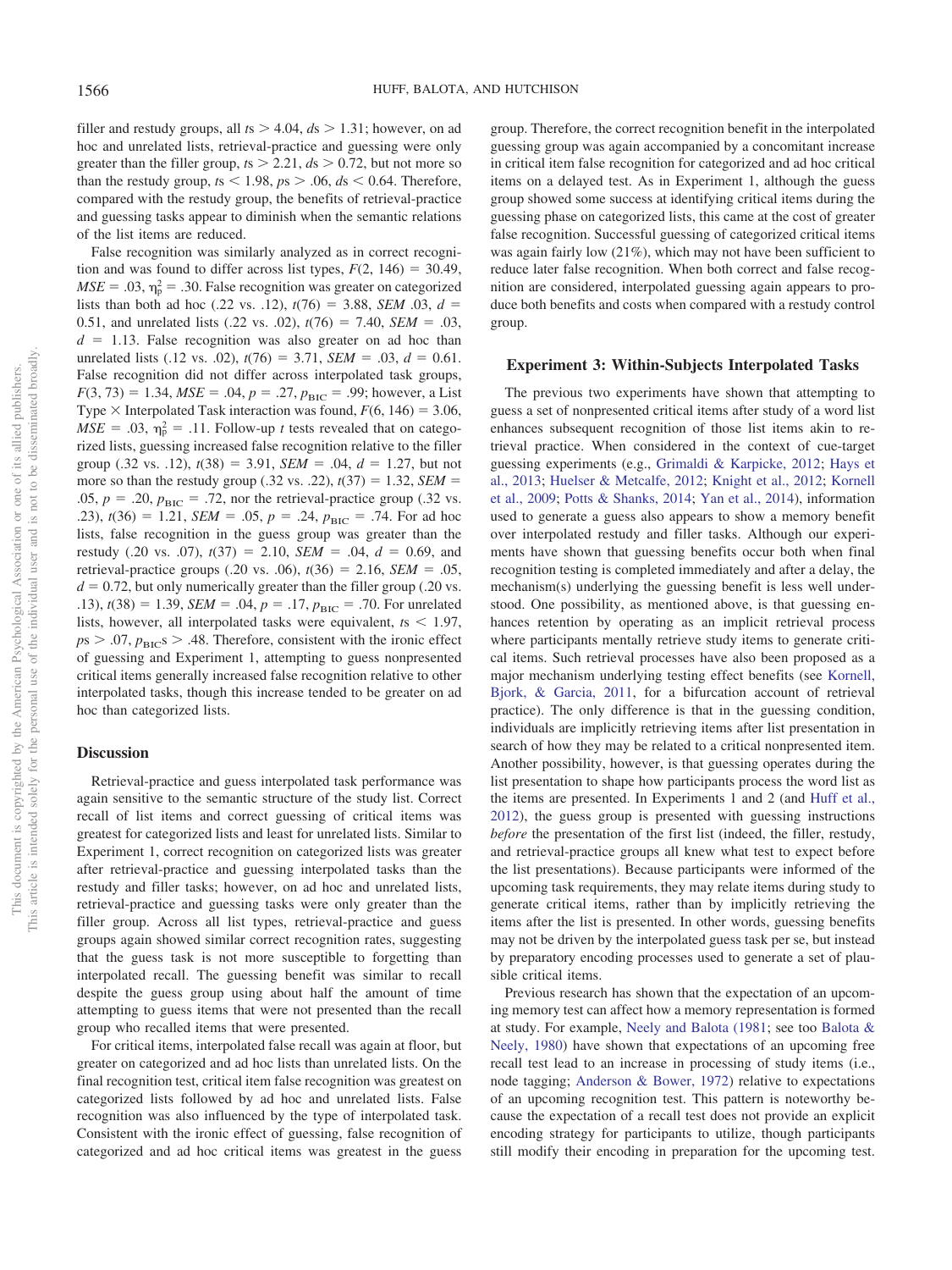filler and restudy groups, all $ts > 4.04$, $ds > 1.31$; however, on ad hoc and unrelated lists, retrieval-practice and guessing were only greater than the filler group, $ts > 2.21$, $ds > 0.72$, but not more so than the restudy group, $ts < 1.98$, $ps > .06$, $ds < 0.64$. Therefore, compared with the restudy group, the benefits of retrieval-practice and guessing tasks appear to diminish when the semantic relations of the list items are reduced.

False recognition was similarly analyzed as in correct recognition and was found to differ across list types, $F(2, 146) = 30.49$, $MSE = .03$, $\eta_p^2 = .30$. False recognition was greater on categorized lists than both ad hoc (.22 vs. .12), $t(76) = 3.88$, $SEM$ .03, $d = 0.51$, and unrelated lists (.22 vs. .02), $t(76) = 7.40$, $SEM = .03$, $d = 1.13$. False recognition was also greater on ad hoc than unrelated lists (.12 vs. .02), $t(76) = 3.71$, $SEM = .03$, $d = 0.61$. False recognition did not differ across interpolated task groups, $F(3, 73) = 1.34$, $MSE = .04$, $p = .27$, $p_{BIC} = .99$; however, a List Type × Interpolated Task interaction was found, $F(6, 146) = 3.06$, $MSE = .03$, $\eta_p^2 = .11$. Follow-up $t$ tests revealed that on categorized lists, guessing increased false recognition relative to the filler group (.32 vs. .12), $t(38) = 3.91$, $SEM = .04$, $d = 1.27$, but not more so than the restudy group (.32 vs. .22), $t(37) = 1.32$, $SEM = .05$, $p = .20$, $p_{BIC} = .72$, nor the retrieval-practice group (.32 vs. .23), $t(36) = 1.21$, $SEM = .05$, $p = .24$, $p_{BIC} = .74$. For ad hoc lists, false recognition in the guess group was greater than the restudy (.20 vs. .07), $t(37) = 2.10$, $SEM = .04$, $d = 0.69$, and retrieval-practice groups (.20 vs. .06), $t(36) = 2.16$, $SEM = .05$, $d = 0.72$, but only numerically greater than the filler group (.20 vs. .13), $t(38) = 1.39$, $SEM = .04$, $p = .17$, $p_{BIC} = .70$. For unrelated lists, however, all interpolated tasks were equivalent, $ts < 1.97$, $ps > .07$, $p_{BIC}s > .48$. Therefore, consistent with the ironic effect of guessing and Experiment 1, attempting to guess nonpresented critical items generally increased false recognition relative to other interpolated tasks, though this increase tended to be greater on ad hoc than categorized lists.

### Discussion

Retrieval-practice and guess interpolated task performance was again sensitive to the semantic structure of the study list. Correct recall of list items and correct guessing of critical items was greatest for categorized lists and least for unrelated lists. Similar to Experiment 1, correct recognition on categorized lists was greater after retrieval-practice and guessing interpolated tasks than the restudy and filler tasks; however, on ad hoc and unrelated lists, retrieval-practice and guessing tasks were only greater than the filler group. Across all list types, retrieval-practice and guess groups again showed similar correct recognition rates, suggesting that the guess task is not more susceptible to forgetting than interpolated recall. The guessing benefit was similar to recall despite the guess group using about half the amount of time attempting to guess items that were not presented than the recall group who recalled items that were presented.

For critical items, interpolated false recall was again at floor, but greater on categorized and ad hoc lists than unrelated lists. On the final recognition test, critical item false recognition was greatest on categorized lists followed by ad hoc and unrelated lists. False recognition was also influenced by the type of interpolated task. Consistent with the ironic effect of guessing, false recognition of categorized and ad hoc critical items was greatest in the guess group. Therefore, the correct recognition benefit in the interpolated guessing group was again accompanied by a concomitant increase in critical item false recognition for categorized and ad hoc critical items on a delayed test. As in Experiment 1, although the guess group showed some success at identifying critical items during the guessing phase on categorized lists, this came at the cost of greater false recognition. Successful guessing of categorized critical items was again fairly low (21%), which may not have been sufficient to reduce later false recognition. When both correct and false recognition are considered, interpolated guessing again appears to produce both benefits and costs when compared with a restudy control group.

## Experiment 3: Within-Subjects Interpolated Tasks

The previous two experiments have shown that attempting to guess a set of nonpresented critical items after study of a word list enhances subsequent recognition of those list items akin to retrieval practice. When considered in the context of cue-target guessing experiments (e.g., Grimaldi & Karpicke, 2012; Hays et al., 2013; Huelser & Metcalfe, 2012; Knight et al., 2012; Kornell et al., 2009; Potts & Shanks, 2014; Yan et al., 2014), information used to generate a guess also appears to show a memory benefit over interpolated restudy and filler tasks. Although our experiments have shown that guessing benefits occur both when final recognition testing is completed immediately and after a delay, the mechanism(s) underlying the guessing benefit is less well understood. One possibility, as mentioned above, is that guessing enhances retention by operating as an implicit retrieval process where participants mentally retrieve study items to generate critical items. Such retrieval processes have also been proposed as a major mechanism underlying testing effect benefits (see Kornell, Bjork, & Garcia, 2011, for a bifurcation account of retrieval practice). The only difference is that in the guessing condition, individuals are implicitly retrieving items after list presentation in search of how they may be related to a critical nonpresented item. Another possibility, however, is that guessing operates during the list presentation to shape how participants process the word list as the items are presented. In Experiments 1 and 2 (and Huff et al., 2012), the guess group is presented with guessing instructions *before* the presentation of the first list (indeed, the filler, restudy, and retrieval-practice groups all knew what test to expect before the list presentations). Because participants were informed of the upcoming task requirements, they may relate items during study to generate critical items, rather than by implicitly retrieving the items after the list is presented. In other words, guessing benefits may not be driven by the interpolated guess task per se, but instead by preparatory encoding processes used to generate a set of plausible critical items.

Previous research has shown that the expectation of an upcoming memory test can affect how a memory representation is formed at study. For example, Neely and Balota (1981; see too Balota & Neely, 1980) have shown that expectations of an upcoming free recall test lead to an increase in processing of study items (i.e., node tagging; Anderson & Bower, 1972) relative to expectations of an upcoming recognition test. This pattern is noteworthy because the expectation of a recall test does not provide an explicit encoding strategy for participants to utilize, though participants still modify their encoding in preparation for the upcoming test.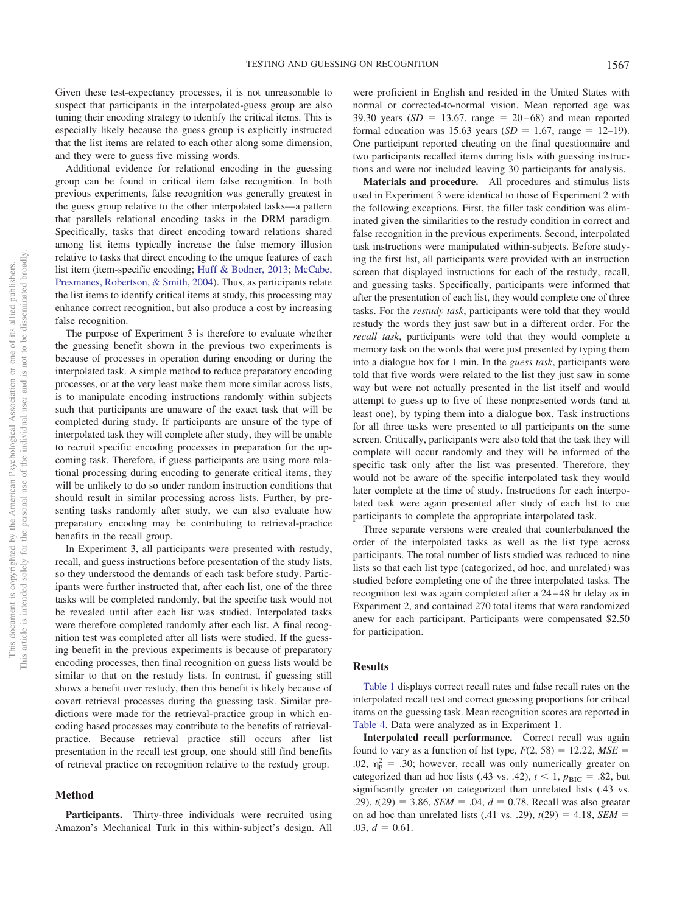Given these test-expectancy processes, it is not unreasonable to suspect that participants in the interpolated-guess group are also tuning their encoding strategy to identify the critical items. This is especially likely because the guess group is explicitly instructed that the list items are related to each other along some dimension, and they were to guess five missing words.

Additional evidence for relational encoding in the guessing group can be found in critical item false recognition. In both previous experiments, false recognition was generally greatest in the guess group relative to the other interpolated tasks—a pattern that parallels relational encoding tasks in the DRM paradigm. Specifically, tasks that direct encoding toward relations shared among list items typically increase the false memory illusion relative to tasks that direct encoding to the unique features of each list item (item-specific encoding; Huff & Bodner, 2013; McCabe, Presmanes, Robertson, & Smith, 2004). Thus, as participants relate the list items to identify critical items at study, this processing may enhance correct recognition, but also produce a cost by increasing false recognition.

The purpose of Experiment 3 is therefore to evaluate whether the guessing benefit shown in the previous two experiments is because of processes in operation during encoding or during the interpolated task. A simple method to reduce preparatory encoding processes, or at the very least make them more similar across lists, is to manipulate encoding instructions randomly within subjects such that participants are unaware of the exact task that will be completed during study. If participants are unsure of the type of interpolated task they will complete after study, they will be unable to recruit specific encoding processes in preparation for the upcoming task. Therefore, if guess participants are using more relational processing during encoding to generate critical items, they will be unlikely to do so under random instruction conditions that should result in similar processing across lists. Further, by presenting tasks randomly after study, we can also evaluate how preparatory encoding may be contributing to retrieval-practice benefits in the recall group.

In Experiment 3, all participants were presented with restudy, recall, and guess instructions before presentation of the study lists, so they understood the demands of each task before study. Participants were further instructed that, after each list, one of the three tasks will be completed randomly, but the specific task would not be revealed until after each list was studied. Interpolated tasks were therefore completed randomly after each list. A final recognition test was completed after all lists were studied. If the guessing benefit in the previous experiments is because of preparatory encoding processes, then final recognition on guess lists would be similar to that on the restudy lists. In contrast, if guessing still shows a benefit over restudy, then this benefit is likely because of covert retrieval processes during the guessing task. Similar predictions were made for the retrieval-practice group in which encoding based processes may contribute to the benefits of retrieval-practice. Because retrieval practice still occurs after list presentation in the recall test group, one should still find benefits of retrieval practice on recognition relative to the restudy group.

## Method

**Participants.** Thirty-three individuals were recruited using Amazon's Mechanical Turk in this within-subject's design. All were proficient in English and resided in the United States with normal or corrected-to-normal vision. Mean reported age was 39.30 years ($SD$ = 13.67, range = 20–68) and mean reported formal education was 15.63 years ($SD$ = 1.67, range = 12–19). One participant reported cheating on the final questionnaire and two participants recalled items during lists with guessing instructions and were not included leaving 30 participants for analysis.

**Materials and procedure.** All procedures and stimulus lists used in Experiment 3 were identical to those of Experiment 2 with the following exceptions. First, the filler task condition was eliminated given the similarities to the restudy condition in correct and false recognition in the previous experiments. Second, interpolated task instructions were manipulated within-subjects. Before studying the first list, all participants were provided with an instruction screen that displayed instructions for each of the restudy, recall, and guessing tasks. Specifically, participants were informed that after the presentation of each list, they would complete one of three tasks. For the *restudy task*, participants were told that they would restudy the words they just saw but in a different order. For the *recall task*, participants were told that they would complete a memory task on the words that were just presented by typing them into a dialogue box for 1 min. In the *guess task*, participants were told that five words were related to the list they just saw in some way but were not actually presented in the list itself and would attempt to guess up to five of these nonpresented words (and at least one), by typing them into a dialogue box. Task instructions for all three tasks were presented to all participants on the same screen. Critically, participants were also told that the task they will complete will occur randomly and they will be informed of the specific task only after the list was presented. Therefore, they would not be aware of the specific interpolated task they would later complete at the time of study. Instructions for each interpolated task were again presented after study of each list to cue participants to complete the appropriate interpolated task.

Three separate versions were created that counterbalanced the order of the interpolated tasks as well as the list type across participants. The total number of lists studied was reduced to nine lists so that each list type (categorized, ad hoc, and unrelated) was studied before completing one of the three interpolated tasks. The recognition test was again completed after a 24–48 hr delay as in Experiment 2, and contained 270 total items that were randomized anew for each participant. Participants were compensated $2.50 for participation.

## Results

Table 1 displays correct recall rates and false recall rates on the interpolated recall test and correct guessing proportions for critical items on the guessing task. Mean recognition scores are reported in Table 4. Data were analyzed as in Experiment 1.

**Interpolated recall performance.** Correct recall was again found to vary as a function of list type, $F(2, 58) = 12.22$, $MSE = .02$, $\eta_p^2 = .30$; however, recall was only numerically greater on categorized than ad hoc lists (.43 vs. .42), $t < 1$, $p_{BIC} = .82$, but significantly greater on categorized than unrelated lists (.43 vs. .29), $t(29) = 3.86$, $SEM = .04$, $d = 0.78$. Recall was also greater on ad hoc than unrelated lists (.41 vs. .29), $t(29) = 4.18$, $SEM = .03$, $d = 0.61$.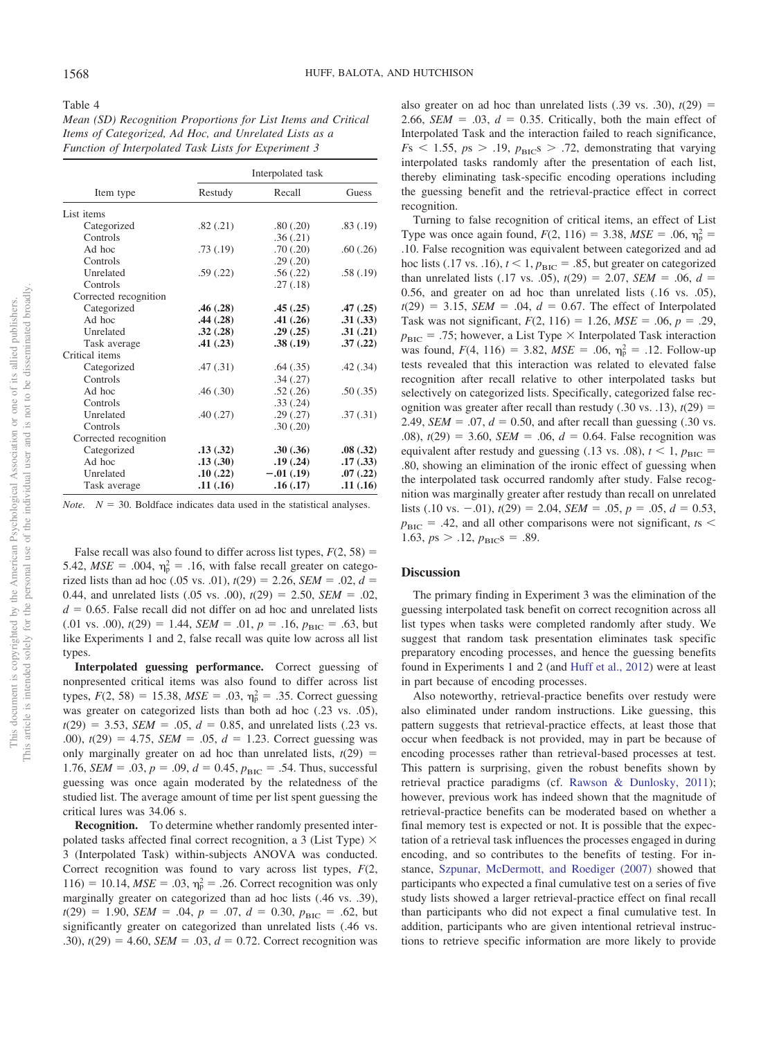Table 4

*Mean (SD) Recognition Proportions for List Items and Critical Items of Categorized, Ad Hoc, and Unrelated Lists as a Function of Interpolated Task Lists for Experiment 3*

| Item type | Interpolated task | | |
|---|---|---|---|
| | Restudy | Recall | Guess |
| List items | | | |
| Categorized | .82 (.21) | .80 (.20) | .83 (.19) |
| Controls | | .36 (.21) | |
| Ad hoc | .73 (.19) | .70 (.20) | .60 (.26) |
| Controls | | .29 (.20) | |
| Unrelated | .59 (.22) | .56 (.22) | .58 (.19) |
| Controls | | .27 (.18) | |
| Corrected recognition | | | |
| Categorized | **.46 (.28)** | **.45 (.25)** | **.47 (.25)** |
| Ad hoc | **.44 (.28)** | **.41 (.26)** | **.31 (.33)** |
| Unrelated | **.32 (.28)** | **.29 (.25)** | **.31 (.21)** |
| Task average | **.41 (.23)** | **.38 (.19)** | **.37 (.22)** |
| Critical items | | | |
| Categorized | .47 (.31) | .64 (.35) | .42 (.34) |
| Controls | | .34 (.27) | |
| Ad hoc | .46 (.30) | .52 (.26) | .50 (.35) |
| Controls | | .33 (.24) | |
| Unrelated | .40 (.27) | .29 (.27) | .37 (.31) |
| Controls | | .30 (.20) | |
| Corrected recognition | | | |
| Categorized | **.13 (.32)** | **.30 (.36)** | **.08 (.32)** |
| Ad hoc | **.13 (.30)** | **.19 (.24)** | **.17 (.33)** |
| Unrelated | **.10 (.22)** | **−.01 (.19)** | **.07 (.22)** |
| Task average | **.11 (.16)** | **.16 (.17)** | **.11 (.16)** |

*Note.* $N = 30$. Boldface indicates data used in the statistical analyses.

False recall was also found to differ across list types, $F(2, 58) = 5.42$, $MSE = .004$, $\eta_p^2 = .16$, with false recall greater on categorized lists than ad hoc (.05 vs. .01), $t(29) = 2.26$, $SEM = .02$, $d = 0.44$, and unrelated lists (.05 vs. .00), $t(29) = 2.50$, $SEM = .02$, $d = 0.65$. False recall did not differ on ad hoc and unrelated lists (.01 vs. .00), $t(29) = 1.44$, $SEM = .01$, $p = .16$, $p_{BIC} = .63$, but like Experiments 1 and 2, false recall was quite low across all list types.

**Interpolated guessing performance.** Correct guessing of nonpresented critical items was also found to differ across list types, $F(2, 58) = 15.38$, $MSE = .03$, $\eta_p^2 = .35$. Correct guessing was greater on categorized lists than both ad hoc (.23 vs. .05), $t(29) = 3.53$, $SEM = .05$, $d = 0.85$, and unrelated lists (.23 vs. .00), $t(29) = 4.75$, $SEM = .05$, $d = 1.23$. Correct guessing was only marginally greater on ad hoc than unrelated lists, $t(29) = 1.76$, $SEM = .03$, $p = .09$, $d = 0.45$, $p_{BIC} = .54$. Thus, successful guessing was once again moderated by the relatedness of the studied list. The average amount of time per list spent guessing the critical lures was 34.06 s.

**Recognition.** To determine whether randomly presented interpolated tasks affected final correct recognition, a 3 (List Type) × 3 (Interpolated Task) within-subjects ANOVA was conducted. Correct recognition was found to vary across list types, $F(2, 116) = 10.14$, $MSE = .03$, $\eta_p^2 = .26$. Correct recognition was only marginally greater on categorized than ad hoc lists (.46 vs. .39), $t(29) = 1.90$, $SEM = .04$, $p = .07$, $d = 0.30$, $p_{BIC} = .62$, but significantly greater on categorized than unrelated lists (.46 vs. .30), $t(29) = 4.60$, $SEM = .03$, $d = 0.72$. Correct recognition was also greater on ad hoc than unrelated lists (.39 vs. .30), $t(29) = 2.66$, $SEM = .03$, $d = 0.35$. Critically, both the main effect of Interpolated Task and the interaction failed to reach significance, $Fs < 1.55$, $ps > .19$, $p_{BIC}s > .72$, demonstrating that varying interpolated tasks randomly after the presentation of each list, thereby eliminating task-specific encoding operations including the guessing benefit and the retrieval-practice effect in correct recognition.

Turning to false recognition of critical items, an effect of List Type was once again found, $F(2, 116) = 3.38$, $MSE = .06$, $\eta_p^2 = .10$. False recognition was equivalent between categorized and ad hoc lists (.17 vs. .16), $t < 1$, $p_{BIC} = .85$, but greater on categorized than unrelated lists (.17 vs. .05), $t(29) = 2.07$, $SEM = .06$, $d = 0.56$, and greater on ad hoc than unrelated lists (.16 vs. .05), $t(29) = 3.15$, $SEM = .04$, $d = 0.67$. The effect of Interpolated Task was not significant, $F(2, 116) = 1.26$, $MSE = .06$, $p = .29$, $p_{BIC} = .75$; however, a List Type × Interpolated Task interaction was found, $F(4, 116) = 3.82$, $MSE = .06$, $\eta_p^2 = .12$. Follow-up tests revealed that this interaction was related to elevated false recognition after recall relative to other interpolated tasks but selectively on categorized lists. Specifically, categorized false recognition was greater after recall than restudy (.30 vs. .13), $t(29) = 2.49$, $SEM = .07$, $d = 0.50$, and after recall than guessing (.30 vs. .08), $t(29) = 3.60$, $SEM = .06$, $d = 0.64$. False recognition was equivalent after restudy and guessing (.13 vs. .08), $t < 1$, $p_{BIC} = .80$, showing an elimination of the ironic effect of guessing when the interpolated task occurred randomly after study. False recognition was marginally greater after restudy than recall on unrelated lists (.10 vs. −.01), $t(29) = 2.04$, $SEM = .05$, $p = .05$, $d = 0.53$, $p_{BIC} = .42$, and all other comparisons were not significant, $ts < 1.63$, $ps > .12$, $p_{BIC}s = .89$.

## Discussion

The primary finding in Experiment 3 was the elimination of the guessing interpolated task benefit on correct recognition across all list types when tasks were completed randomly after study. We suggest that random task presentation eliminates task specific preparatory encoding processes, and hence the guessing benefits found in Experiments 1 and 2 (and Huff et al., 2012) were at least in part because of encoding processes.

Also noteworthy, retrieval-practice benefits over restudy were also eliminated under random instructions. Like guessing, this pattern suggests that retrieval-practice effects, at least those that occur when feedback is not provided, may in part be because of encoding processes rather than retrieval-based processes at test. This pattern is surprising, given the robust benefits shown by retrieval practice paradigms (cf. Rawson & Dunlosky, 2011); however, previous work has indeed shown that the magnitude of retrieval-practice benefits can be moderated based on whether a final memory test is expected or not. It is possible that the expectation of a retrieval task influences the processes engaged in during encoding, and so contributes to the benefits of testing. For instance, Szpunar, McDermott, and Roediger (2007) showed that participants who expected a final cumulative test on a series of five study lists showed a larger retrieval-practice effect on final recall than participants who did not expect a final cumulative test. In addition, participants who are given intentional retrieval instructions to retrieve specific information are more likely to provide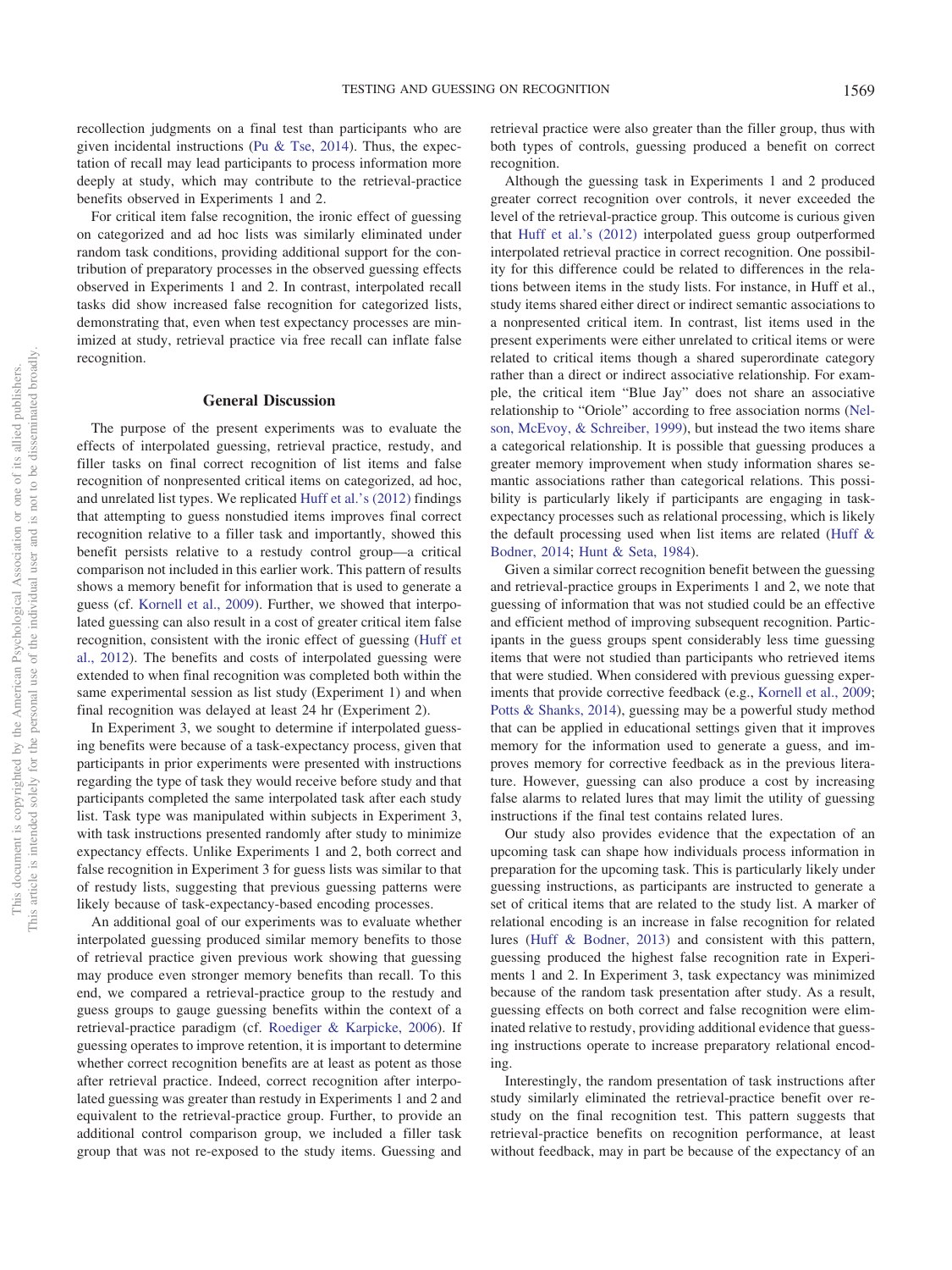recollection judgments on a final test than participants who are given incidental instructions (Pu & Tse, 2014). Thus, the expectation of recall may lead participants to process information more deeply at study, which may contribute to the retrieval-practice benefits observed in Experiments 1 and 2.

For critical item false recognition, the ironic effect of guessing on categorized and ad hoc lists was similarly eliminated under random task conditions, providing additional support for the contribution of preparatory processes in the observed guessing effects observed in Experiments 1 and 2. In contrast, interpolated recall tasks did show increased false recognition for categorized lists, demonstrating that, even when test expectancy processes are minimized at study, retrieval practice via free recall can inflate false recognition.

## General Discussion

The purpose of the present experiments was to evaluate the effects of interpolated guessing, retrieval practice, restudy, and filler tasks on final correct recognition of list items and false recognition of nonpresented critical items on categorized, ad hoc, and unrelated list types. We replicated Huff et al.'s (2012) findings that attempting to guess nonstudied items improves final correct recognition relative to a filler task and importantly, showed this benefit persists relative to a restudy control group—a critical comparison not included in this earlier work. This pattern of results shows a memory benefit for information that is used to generate a guess (cf. Kornell et al., 2009). Further, we showed that interpolated guessing can also result in a cost of greater critical item false recognition, consistent with the ironic effect of guessing (Huff et al., 2012). The benefits and costs of interpolated guessing were extended to when final recognition was completed both within the same experimental session as list study (Experiment 1) and when final recognition was delayed at least 24 hr (Experiment 2).

In Experiment 3, we sought to determine if interpolated guessing benefits were because of a task-expectancy process, given that participants in prior experiments were presented with instructions regarding the type of task they would receive before study and that participants completed the same interpolated task after each study list. Task type was manipulated within subjects in Experiment 3, with task instructions presented randomly after study to minimize expectancy effects. Unlike Experiments 1 and 2, both correct and false recognition in Experiment 3 for guess lists was similar to that of restudy lists, suggesting that previous guessing patterns were likely because of task-expectancy-based encoding processes.

An additional goal of our experiments was to evaluate whether interpolated guessing produced similar memory benefits to those of retrieval practice given previous work showing that guessing may produce even stronger memory benefits than recall. To this end, we compared a retrieval-practice group to the restudy and guess groups to gauge guessing benefits within the context of a retrieval-practice paradigm (cf. Roediger & Karpicke, 2006). If guessing operates to improve retention, it is important to determine whether correct recognition benefits are at least as potent as those after retrieval practice. Indeed, correct recognition after interpolated guessing was greater than restudy in Experiments 1 and 2 and equivalent to the retrieval-practice group. Further, to provide an additional control comparison group, we included a filler task group that was not re-exposed to the study items. Guessing and retrieval practice were also greater than the filler group, thus with both types of controls, guessing produced a benefit on correct recognition.

Although the guessing task in Experiments 1 and 2 produced greater correct recognition over controls, it never exceeded the level of the retrieval-practice group. This outcome is curious given that Huff et al.'s (2012) interpolated guess group outperformed interpolated retrieval practice in correct recognition. One possibility for this difference could be related to differences in the relations between items in the study lists. For instance, in Huff et al., study items shared either direct or indirect semantic associations to a nonpresented critical item. In contrast, list items used in the present experiments were either unrelated to critical items or were related to critical items though a shared superordinate category rather than a direct or indirect associative relationship. For example, the critical item "Blue Jay" does not share an associative relationship to "Oriole" according to free association norms (Nelson, McEvoy, & Schreiber, 1999), but instead the two items share a categorical relationship. It is possible that guessing produces a greater memory improvement when study information shares semantic associations rather than categorical relations. This possibility is particularly likely if participants are engaging in task-expectancy processes such as relational processing, which is likely the default processing used when list items are related (Huff & Bodner, 2014; Hunt & Seta, 1984).

Given a similar correct recognition benefit between the guessing and retrieval-practice groups in Experiments 1 and 2, we note that guessing of information that was not studied could be an effective and efficient method of improving subsequent recognition. Participants in the guess groups spent considerably less time guessing items that were not studied than participants who retrieved items that were studied. When considered with previous guessing experiments that provide corrective feedback (e.g., Kornell et al., 2009; Potts & Shanks, 2014), guessing may be a powerful study method that can be applied in educational settings given that it improves memory for the information used to generate a guess, and improves memory for corrective feedback as in the previous literature. However, guessing can also produce a cost by increasing false alarms to related lures that may limit the utility of guessing instructions if the final test contains related lures.

Our study also provides evidence that the expectation of an upcoming task can shape how individuals process information in preparation for the upcoming task. This is particularly likely under guessing instructions, as participants are instructed to generate a set of critical items that are related to the study list. A marker of relational encoding is an increase in false recognition for related lures (Huff & Bodner, 2013) and consistent with this pattern, guessing produced the highest false recognition rate in Experiments 1 and 2. In Experiment 3, task expectancy was minimized because of the random task presentation after study. As a result, guessing effects on both correct and false recognition were eliminated relative to restudy, providing additional evidence that guessing instructions operate to increase preparatory relational encoding.

Interestingly, the random presentation of task instructions after study similarly eliminated the retrieval-practice benefit over restudy on the final recognition test. This pattern suggests that retrieval-practice benefits on recognition performance, at least without feedback, may in part be because of the expectancy of an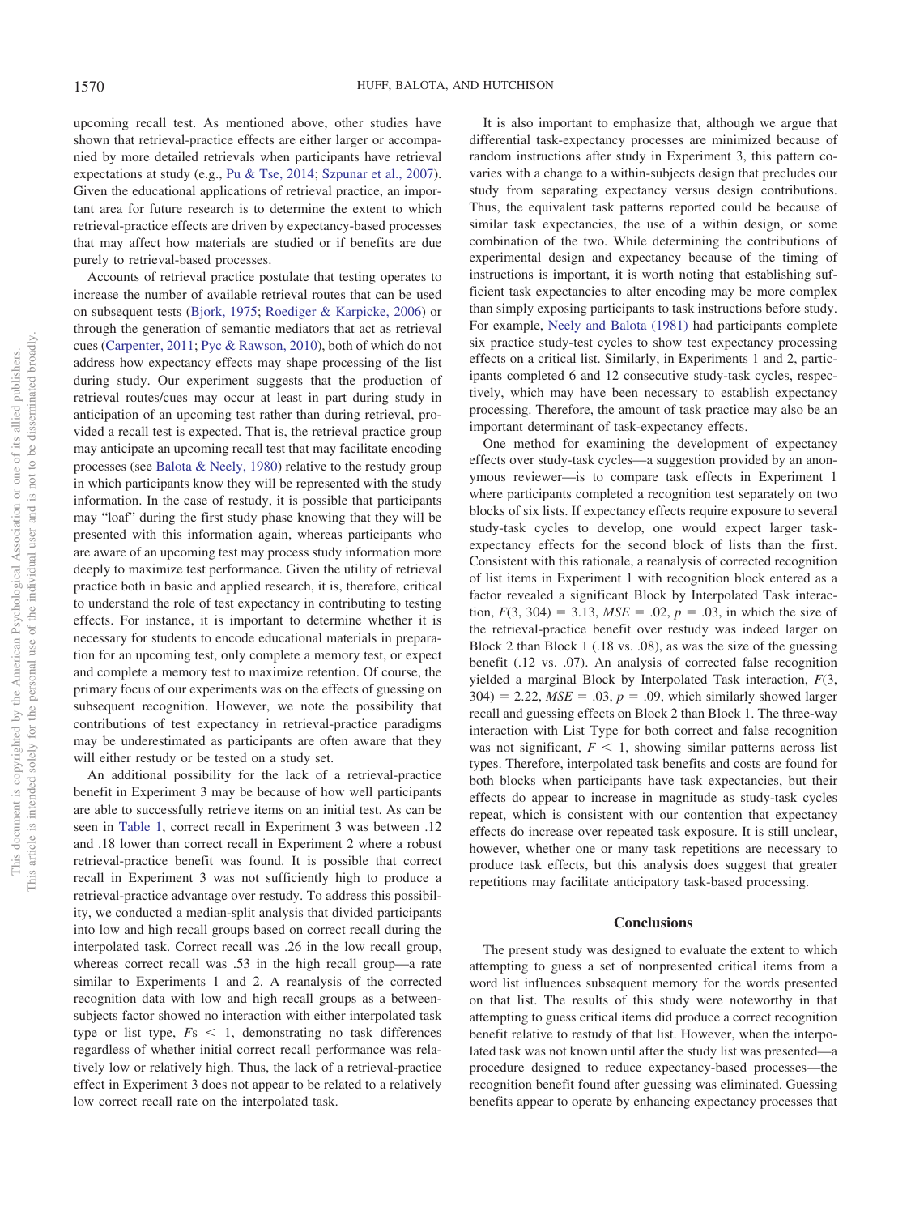upcoming recall test. As mentioned above, other studies have shown that retrieval-practice effects are either larger or accompanied by more detailed retrievals when participants have retrieval expectations at study (e.g., Pu & Tse, 2014; Szpunar et al., 2007). Given the educational applications of retrieval practice, an important area for future research is to determine the extent to which retrieval-practice effects are driven by expectancy-based processes that may affect how materials are studied or if benefits are due purely to retrieval-based processes.

Accounts of retrieval practice postulate that testing operates to increase the number of available retrieval routes that can be used on subsequent tests (Bjork, 1975; Roediger & Karpicke, 2006) or through the generation of semantic mediators that act as retrieval cues (Carpenter, 2011; Pyc & Rawson, 2010), both of which do not address how expectancy effects may shape processing of the list during study. Our experiment suggests that the production of retrieval routes/cues may occur at least in part during study in anticipation of an upcoming test rather than during retrieval, provided a recall test is expected. That is, the retrieval practice group may anticipate an upcoming recall test that may facilitate encoding processes (see Balota & Neely, 1980) relative to the restudy group in which participants know they will be represented with the study information. In the case of restudy, it is possible that participants may "loaf" during the first study phase knowing that they will be presented with this information again, whereas participants who are aware of an upcoming test may process study information more deeply to maximize test performance. Given the utility of retrieval practice both in basic and applied research, it is, therefore, critical to understand the role of test expectancy in contributing to testing effects. For instance, it is important to determine whether it is necessary for students to encode educational materials in preparation for an upcoming test, only complete a memory test, or expect and complete a memory test to maximize retention. Of course, the primary focus of our experiments was on the effects of guessing on subsequent recognition. However, we note the possibility that contributions of test expectancy in retrieval-practice paradigms may be underestimated as participants are often aware that they will either restudy or be tested on a study set.

An additional possibility for the lack of a retrieval-practice benefit in Experiment 3 may be because of how well participants are able to successfully retrieve items on an initial test. As can be seen in Table 1, correct recall in Experiment 3 was between .12 and .18 lower than correct recall in Experiment 2 where a robust retrieval-practice benefit was found. It is possible that correct recall in Experiment 3 was not sufficiently high to produce a retrieval-practice advantage over restudy. To address this possibility, we conducted a median-split analysis that divided participants into low and high recall groups based on correct recall during the interpolated task. Correct recall was .26 in the low recall group, whereas correct recall was .53 in the high recall group—a rate similar to Experiments 1 and 2. A reanalysis of the corrected recognition data with low and high recall groups as a between-subjects factor showed no interaction with either interpolated task type or list type, *F*s $< 1$, demonstrating no task differences regardless of whether initial correct recall performance was relatively low or relatively high. Thus, the lack of a retrieval-practice effect in Experiment 3 does not appear to be related to a relatively low correct recall rate on the interpolated task.

It is also important to emphasize that, although we argue that differential task-expectancy processes are minimized because of random instructions after study in Experiment 3, this pattern covaries with a change to a within-subjects design that precludes our study from separating expectancy versus design contributions. Thus, the equivalent task patterns reported could be because of similar task expectancies, the use of a within design, or some combination of the two. While determining the contributions of experimental design and expectancy because of the timing of instructions is important, it is worth noting that establishing sufficient task expectancies to alter encoding may be more complex than simply exposing participants to task instructions before study. For example, Neely and Balota (1981) had participants complete six practice study-test cycles to show test expectancy processing effects on a critical list. Similarly, in Experiments 1 and 2, participants completed 6 and 12 consecutive study-task cycles, respectively, which may have been necessary to establish expectancy processing. Therefore, the amount of task practice may also be an important determinant of task-expectancy effects.

One method for examining the development of expectancy effects over study-task cycles—a suggestion provided by an anonymous reviewer—is to compare task effects in Experiment 1 where participants completed a recognition test separately on two blocks of six lists. If expectancy effects require exposure to several study-task cycles to develop, one would expect larger task-expectancy effects for the second block of lists than the first. Consistent with this rationale, a reanalysis of corrected recognition of list items in Experiment 1 with recognition block entered as a factor revealed a significant Block by Interpolated Task interaction, $F(3, 304) = 3.13$, $MSE = .02$, $p = .03$, in which the size of the retrieval-practice benefit over restudy was indeed larger on Block 2 than Block 1 (.18 vs. .08), as was the size of the guessing benefit (.12 vs. .07). An analysis of corrected false recognition yielded a marginal Block by Interpolated Task interaction, $F(3, 304) = 2.22$, $MSE = .03$, $p = .09$, which similarly showed larger recall and guessing effects on Block 2 than Block 1. The three-way interaction with List Type for both correct and false recognition was not significant, $F < 1$, showing similar patterns across list types. Therefore, interpolated task benefits and costs are found for both blocks when participants have task expectancies, but their effects do appear to increase in magnitude as study-task cycles repeat, which is consistent with our contention that expectancy effects do increase over repeated task exposure. It is still unclear, however, whether one or many task repetitions are necessary to produce task effects, but this analysis does suggest that greater repetitions may facilitate anticipatory task-based processing.

## Conclusions

The present study was designed to evaluate the extent to which attempting to guess a set of nonpresented critical items from a word list influences subsequent memory for the words presented on that list. The results of this study were noteworthy in that attempting to guess critical items did produce a correct recognition benefit relative to restudy of that list. However, when the interpolated task was not known until after the study list was presented—a procedure designed to reduce expectancy-based processes—the recognition benefit found after guessing was eliminated. Guessing benefits appear to operate by enhancing expectancy processes that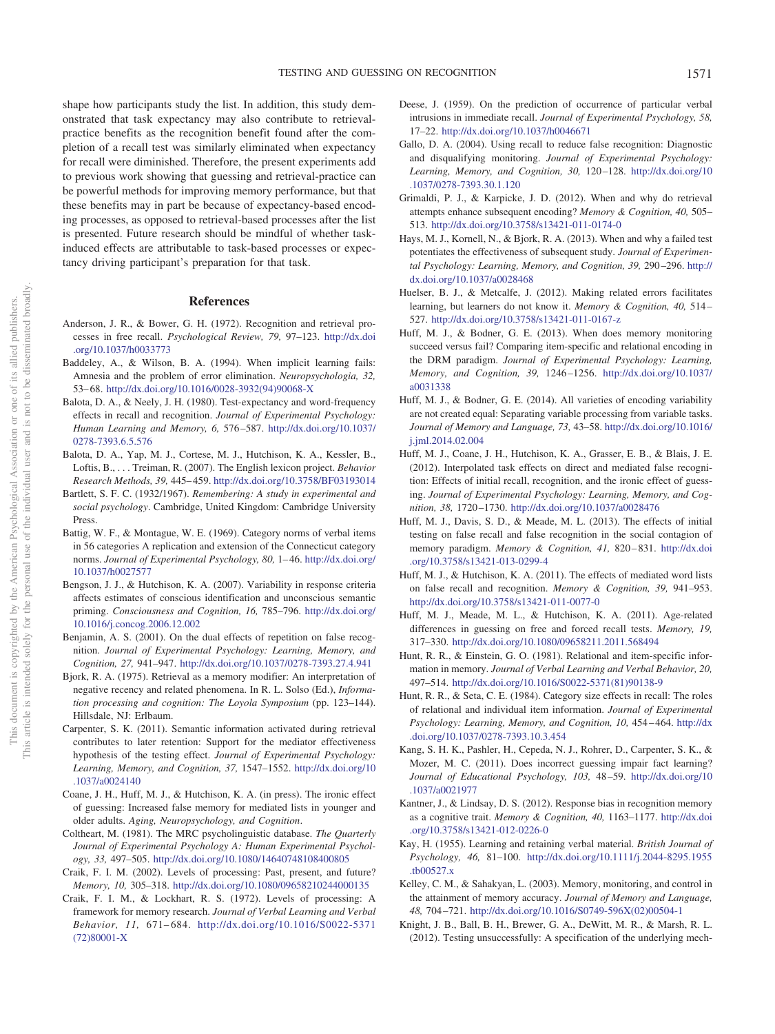shape how participants study the list. In addition, this study demonstrated that task expectancy may also contribute to retrieval-practice benefits as the recognition benefit found after the completion of a recall test was similarly eliminated when expectancy for recall were diminished. Therefore, the present experiments add to previous work showing that guessing and retrieval-practice can be powerful methods for improving memory performance, but that these benefits may in part be because of expectancy-based encoding processes, as opposed to retrieval-based processes after the list is presented. Future research should be mindful of whether task-induced effects are attributable to task-based processes or expectancy driving participant's preparation for that task.

## References

Anderson, J. R., & Bower, G. H. (1972). Recognition and retrieval processes in free recall. *Psychological Review, 79,* 97–123. http://dx.doi.org/10.1037/h0033773

Baddeley, A., & Wilson, B. A. (1994). When implicit learning fails: Amnesia and the problem of error elimination. *Neuropsychologia, 32,* 53–68. http://dx.doi.org/10.1016/0028-3932(94)90068-X

Balota, D. A., & Neely, J. H. (1980). Test-expectancy and word-frequency effects in recall and recognition. *Journal of Experimental Psychology: Human Learning and Memory, 6,* 576–587. http://dx.doi.org/10.1037/0278-7393.6.5.576

Balota, D. A., Yap, M. J., Cortese, M. J., Hutchison, K. A., Kessler, B., Loftis, B., . . . Treiman, R. (2007). The English lexicon project. *Behavior Research Methods, 39,* 445–459. http://dx.doi.org/10.3758/BF03193014

Bartlett, S. F. C. (1932/1967). *Remembering: A study in experimental and social psychology*. Cambridge, United Kingdom: Cambridge University Press.

Battig, W. F., & Montague, W. E. (1969). Category norms of verbal items in 56 categories A replication and extension of the Connecticut category norms. *Journal of Experimental Psychology, 80,* 1–46. http://dx.doi.org/10.1037/h0027577

Bengson, J. J., & Hutchison, K. A. (2007). Variability in response criteria affects estimates of conscious identification and unconscious semantic priming. *Consciousness and Cognition, 16,* 785–796. http://dx.doi.org/10.1016/j.concog.2006.12.002

Benjamin, A. S. (2001). On the dual effects of repetition on false recognition. *Journal of Experimental Psychology: Learning, Memory, and Cognition, 27,* 941–947. http://dx.doi.org/10.1037/0278-7393.27.4.941

Bjork, R. A. (1975). Retrieval as a memory modifier: An interpretation of negative recency and related phenomena. In R. L. Solso (Ed.), *Information processing and cognition: The Loyola Symposium* (pp. 123–144). Hillsdale, NJ: Erlbaum.

Carpenter, S. K. (2011). Semantic information activated during retrieval contributes to later retention: Support for the mediator effectiveness hypothesis of the testing effect. *Journal of Experimental Psychology: Learning, Memory, and Cognition, 37,* 1547–1552. http://dx.doi.org/10.1037/a0024140

Coane, J. H., Huff, M. J., & Hutchison, K. A. (in press). The ironic effect of guessing: Increased false memory for mediated lists in younger and older adults. *Aging, Neuropsychology, and Cognition*.

Coltheart, M. (1981). The MRC psycholinguistic database. *The Quarterly Journal of Experimental Psychology A: Human Experimental Psychology, 33,* 497–505. http://dx.doi.org/10.1080/14640748108400805

Craik, F. I. M. (2002). Levels of processing: Past, present, and future? *Memory, 10,* 305–318. http://dx.doi.org/10.1080/09658210244000135

Craik, F. I. M., & Lockhart, R. S. (1972). Levels of processing: A framework for memory research. *Journal of Verbal Learning and Verbal Behavior, 11,* 671–684. http://dx.doi.org/10.1016/S0022-5371(72)80001-X

Deese, J. (1959). On the prediction of occurrence of particular verbal intrusions in immediate recall. *Journal of Experimental Psychology, 58,* 17–22. http://dx.doi.org/10.1037/h0046671

Gallo, D. A. (2004). Using recall to reduce false recognition: Diagnostic and disqualifying monitoring. *Journal of Experimental Psychology: Learning, Memory, and Cognition, 30,* 120–128. http://dx.doi.org/10.1037/0278-7393.30.1.120

Grimaldi, P. J., & Karpicke, J. D. (2012). When and why do retrieval attempts enhance subsequent encoding? *Memory & Cognition, 40,* 505–513. http://dx.doi.org/10.3758/s13421-011-0174-0

Hays, M. J., Kornell, N., & Bjork, R. A. (2013). When and why a failed test potentiates the effectiveness of subsequent study. *Journal of Experimental Psychology: Learning, Memory, and Cognition, 39,* 290–296. http://dx.doi.org/10.1037/a0028468

Huelser, B. J., & Metcalfe, J. (2012). Making related errors facilitates learning, but learners do not know it. *Memory & Cognition, 40,* 514–527. http://dx.doi.org/10.3758/s13421-011-0167-z

Huff, M. J., & Bodner, G. E. (2013). When does memory monitoring succeed versus fail? Comparing item-specific and relational encoding in the DRM paradigm. *Journal of Experimental Psychology: Learning, Memory, and Cognition, 39,* 1246–1256. http://dx.doi.org/10.1037/a0031338

Huff, M. J., & Bodner, G. E. (2014). All varieties of encoding variability are not created equal: Separating variable processing from variable tasks. *Journal of Memory and Language, 73,* 43–58. http://dx.doi.org/10.1016/j.jml.2014.02.004

Huff, M. J., Coane, J. H., Hutchison, K. A., Grasser, E. B., & Blais, J. E. (2012). Interpolated task effects on direct and mediated false recognition: Effects of initial recall, recognition, and the ironic effect of guessing. *Journal of Experimental Psychology: Learning, Memory, and Cognition, 38,* 1720–1730. http://dx.doi.org/10.1037/a0028476

Huff, M. J., Davis, S. D., & Meade, M. L. (2013). The effects of initial testing on false recall and false recognition in the social contagion of memory paradigm. *Memory & Cognition, 41,* 820–831. http://dx.doi.org/10.3758/s13421-013-0299-4

Huff, M. J., & Hutchison, K. A. (2011). The effects of mediated word lists on false recall and recognition. *Memory & Cognition, 39,* 941–953. http://dx.doi.org/10.3758/s13421-011-0077-0

Huff, M. J., Meade, M. L., & Hutchison, K. A. (2011). Age-related differences in guessing on free and forced recall tests. *Memory, 19,* 317–330. http://dx.doi.org/10.1080/09658211.2011.568494

Hunt, R. R., & Einstein, G. O. (1981). Relational and item-specific information in memory. *Journal of Verbal Learning and Verbal Behavior, 20,* 497–514. http://dx.doi.org/10.1016/S0022-5371(81)90138-9

Hunt, R. R., & Seta, C. E. (1984). Category size effects in recall: The roles of relational and individual item information. *Journal of Experimental Psychology: Learning, Memory, and Cognition, 10,* 454–464. http://dx.doi.org/10.1037/0278-7393.10.3.454

Kang, S. H. K., Pashler, H., Cepeda, N. J., Rohrer, D., Carpenter, S. K., & Mozer, M. C. (2011). Does incorrect guessing impair fact learning? *Journal of Educational Psychology, 103,* 48–59. http://dx.doi.org/10.1037/a0021977

Kantner, J., & Lindsay, D. S. (2012). Response bias in recognition memory as a cognitive trait. *Memory & Cognition, 40,* 1163–1177. http://dx.doi.org/10.3758/s13421-012-0226-0

Kay, H. (1955). Learning and retaining verbal material. *British Journal of Psychology, 46,* 81–100. http://dx.doi.org/10.1111/j.2044-8295.1955.tb00527.x

Kelley, C. M., & Sahakyan, L. (2003). Memory, monitoring, and control in the attainment of memory accuracy. *Journal of Memory and Language, 48,* 704–721. http://dx.doi.org/10.1016/S0749-596X(02)00504-1

Knight, J. B., Ball, B. H., Brewer, G. A., DeWitt, M. R., & Marsh, R. L. (2012). Testing unsuccessfully: A specification of the underlying mech-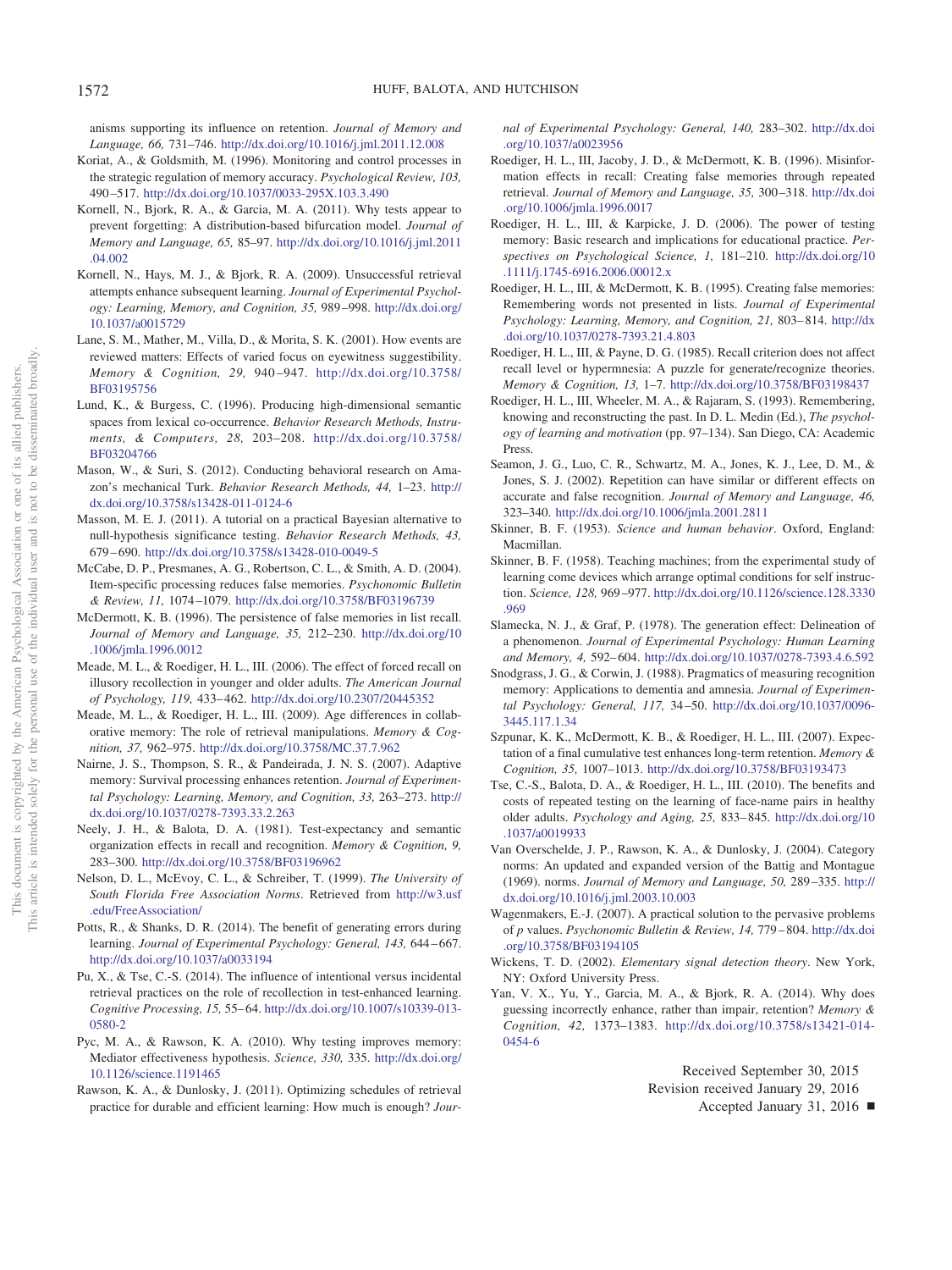anisms supporting its influence on retention. *Journal of Memory and Language, 66,* 731–746. http://dx.doi.org/10.1016/j.jml.2011.12.008

Koriat, A., & Goldsmith, M. (1996). Monitoring and control processes in the strategic regulation of memory accuracy. *Psychological Review, 103,* 490–517. http://dx.doi.org/10.1037/0033-295X.103.3.490

Kornell, N., Bjork, R. A., & Garcia, M. A. (2011). Why tests appear to prevent forgetting: A distribution-based bifurcation model. *Journal of Memory and Language, 65,* 85–97. http://dx.doi.org/10.1016/j.jml.2011.04.002

Kornell, N., Hays, M. J., & Bjork, R. A. (2009). Unsuccessful retrieval attempts enhance subsequent learning. *Journal of Experimental Psychology: Learning, Memory, and Cognition, 35,* 989–998. http://dx.doi.org/10.1037/a0015729

Lane, S. M., Mather, M., Villa, D., & Morita, S. K. (2001). How events are reviewed matters: Effects of varied focus on eyewitness suggestibility. *Memory & Cognition, 29,* 940–947. http://dx.doi.org/10.3758/BF03195756

Lund, K., & Burgess, C. (1996). Producing high-dimensional semantic spaces from lexical co-occurrence. *Behavior Research Methods, Instruments, & Computers, 28,* 203–208. http://dx.doi.org/10.3758/BF03204766

Mason, W., & Suri, S. (2012). Conducting behavioral research on Amazon's mechanical Turk. *Behavior Research Methods, 44,* 1–23. http://dx.doi.org/10.3758/s13428-011-0124-6

Masson, M. E. J. (2011). A tutorial on a practical Bayesian alternative to null-hypothesis significance testing. *Behavior Research Methods, 43,* 679–690. http://dx.doi.org/10.3758/s13428-010-0049-5

McCabe, D. P., Presmanes, A. G., Robertson, C. L., & Smith, A. D. (2004). Item-specific processing reduces false memories. *Psychonomic Bulletin & Review, 11,* 1074–1079. http://dx.doi.org/10.3758/BF03196739

McDermott, K. B. (1996). The persistence of false memories in list recall. *Journal of Memory and Language, 35,* 212–230. http://dx.doi.org/10.1006/jmla.1996.0012

Meade, M. L., & Roediger, H. L., III. (2006). The effect of forced recall on illusory recollection in younger and older adults. *The American Journal of Psychology, 119,* 433–462. http://dx.doi.org/10.2307/20445352

Meade, M. L., & Roediger, H. L., III. (2009). Age differences in collaborative memory: The role of retrieval manipulations. *Memory & Cognition, 37,* 962–975. http://dx.doi.org/10.3758/MC.37.7.962

Nairne, J. S., Thompson, S. R., & Pandeirada, J. N. S. (2007). Adaptive memory: Survival processing enhances retention. *Journal of Experimental Psychology: Learning, Memory, and Cognition, 33,* 263–273. http://dx.doi.org/10.1037/0278-7393.33.2.263

Neely, J. H., & Balota, D. A. (1981). Test-expectancy and semantic organization effects in recall and recognition. *Memory & Cognition, 9,* 283–300. http://dx.doi.org/10.3758/BF03196962

Nelson, D. L., McEvoy, C. L., & Schreiber, T. (1999). *The University of South Florida Free Association Norms*. Retrieved from http://w3.usf.edu/FreeAssociation/

Potts, R., & Shanks, D. R. (2014). The benefit of generating errors during learning. *Journal of Experimental Psychology: General, 143,* 644–667. http://dx.doi.org/10.1037/a0033194

Pu, X., & Tse, C.-S. (2014). The influence of intentional versus incidental retrieval practices on the role of recollection in test-enhanced learning. *Cognitive Processing, 15,* 55–64. http://dx.doi.org/10.1007/s10339-013-0580-2

Pyc, M. A., & Rawson, K. A. (2010). Why testing improves memory: Mediator effectiveness hypothesis. *Science, 330,* 335. http://dx.doi.org/10.1126/science.1191465

Rawson, K. A., & Dunlosky, J. (2011). Optimizing schedules of retrieval practice for durable and efficient learning: How much is enough? *Journal of Experimental Psychology: General, 140,* 283–302. http://dx.doi.org/10.1037/a0023956

Roediger, H. L., III, Jacoby, J. D., & McDermott, K. B. (1996). Misinformation effects in recall: Creating false memories through repeated retrieval. *Journal of Memory and Language, 35,* 300–318. http://dx.doi.org/10.1006/jmla.1996.0017

Roediger, H. L., III, & Karpicke, J. D. (2006). The power of testing memory: Basic research and implications for educational practice. *Perspectives on Psychological Science, 1,* 181–210. http://dx.doi.org/10.1111/j.1745-6916.2006.00012.x

Roediger, H. L., III, & McDermott, K. B. (1995). Creating false memories: Remembering words not presented in lists. *Journal of Experimental Psychology: Learning, Memory, and Cognition, 21,* 803–814. http://dx.doi.org/10.1037/0278-7393.21.4.803

Roediger, H. L., III, & Payne, D. G. (1985). Recall criterion does not affect recall level or hypermnesia: A puzzle for generate/recognize theories. *Memory & Cognition, 13,* 1–7. http://dx.doi.org/10.3758/BF03198437

Roediger, H. L., III, Wheeler, M. A., & Rajaram, S. (1993). Remembering, knowing and reconstructing the past. In D. L. Medin (Ed.), *The psychology of learning and motivation* (pp. 97–134). San Diego, CA: Academic Press.

Seamon, J. G., Luo, C. R., Schwartz, M. A., Jones, K. J., Lee, D. M., & Jones, S. J. (2002). Repetition can have similar or different effects on accurate and false recognition. *Journal of Memory and Language, 46,* 323–340. http://dx.doi.org/10.1006/jmla.2001.2811

Skinner, B. F. (1953). *Science and human behavior*. Oxford, England: Macmillan.

Skinner, B. F. (1958). Teaching machines; from the experimental study of learning come devices which arrange optimal conditions for self instruction. *Science, 128,* 969–977. http://dx.doi.org/10.1126/science.128.3330.969

Slamecka, N. J., & Graf, P. (1978). The generation effect: Delineation of a phenomenon. *Journal of Experimental Psychology: Human Learning and Memory, 4,* 592–604. http://dx.doi.org/10.1037/0278-7393.4.6.592

Snodgrass, J. G., & Corwin, J. (1988). Pragmatics of measuring recognition memory: Applications to dementia and amnesia. *Journal of Experimental Psychology: General, 117,* 34–50. http://dx.doi.org/10.1037/0096-3445.117.1.34

Szpunar, K. K., McDermott, K. B., & Roediger, H. L., III. (2007). Expectation of a final cumulative test enhances long-term retention. *Memory & Cognition, 35,* 1007–1013. http://dx.doi.org/10.3758/BF03193473

Tse, C.-S., Balota, D. A., & Roediger, H. L., III. (2010). The benefits and costs of repeated testing on the learning of face-name pairs in healthy older adults. *Psychology and Aging, 25,* 833–845. http://dx.doi.org/10.1037/a0019933

Van Overschelde, J. P., Rawson, K. A., & Dunlosky, J. (2004). Category norms: An updated and expanded version of the Battig and Montague (1969). norms. *Journal of Memory and Language, 50,* 289–335. http://dx.doi.org/10.1016/j.jml.2003.10.003

Wagenmakers, E.-J. (2007). A practical solution to the pervasive problems of *p* values. *Psychonomic Bulletin & Review, 14,* 779–804. http://dx.doi.org/10.3758/BF03194105

Wickens, T. D. (2002). *Elementary signal detection theory*. New York, NY: Oxford University Press.

Yan, V. X., Yu, Y., Garcia, M. A., & Bjork, R. A. (2014). Why does guessing incorrectly enhance, rather than impair, retention? *Memory & Cognition, 42,* 1373–1383. http://dx.doi.org/10.3758/s13421-014-0454-6

Received September 30, 2015
Revision received January 29, 2016
Accepted January 31, 2016 ■